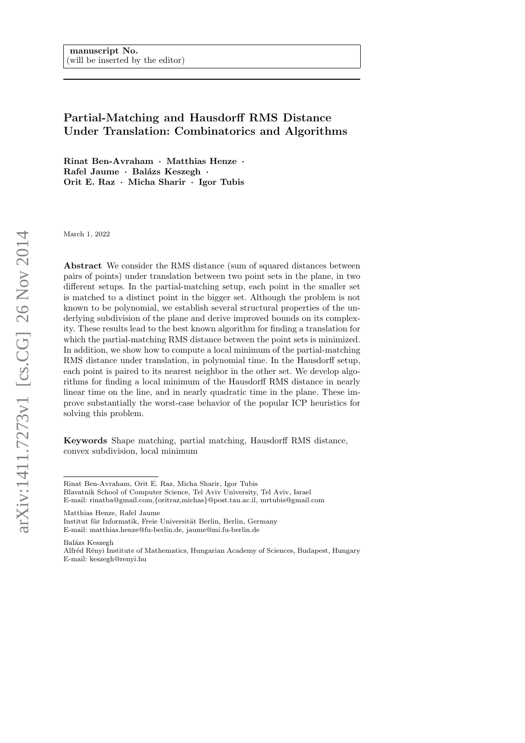manuscript No.
(will be inserted by the editor)

# Partial-Matching and Hausdorff RMS Distance Under Translation: Combinatorics and Algorithms

**Rinat Ben-Avraham · Matthias Henze · Rafel Jaume · Balázs Keszegh · Orit E. Raz · Micha Sharir · Igor Tubis**

March 1, 2022

**Abstract** We consider the RMS distance (sum of squared distances between pairs of points) under translation between two point sets in the plane, in two different setups. In the partial-matching setup, each point in the smaller set is matched to a distinct point in the bigger set. Although the problem is not known to be polynomial, we establish several structural properties of the underlying subdivision of the plane and derive improved bounds on its complexity. These results lead to the best known algorithm for finding a translation for which the partial-matching RMS distance between the point sets is minimized. In addition, we show how to compute a local minimum of the partial-matching RMS distance under translation, in polynomial time. In the Hausdorff setup, each point is paired to its nearest neighbor in the other set. We develop algorithms for finding a local minimum of the Hausdorff RMS distance in nearly linear time on the line, and in nearly quadratic time in the plane. These improve substantially the worst-case behavior of the popular ICP heuristics for solving this problem.

**Keywords** Shape matching, partial matching, Hausdorff RMS distance, convex subdivision, local minimum

---

Rinat Ben-Avraham, Orit E. Raz, Micha Sharir, Igor Tubis
Blavatnik School of Computer Science, Tel Aviv University, Tel Aviv, Israel
E-mail: rinatba@gmail.com,{oritraz,michas}@post.tau.ac.il, mrtubis@gmail.com

Matthias Henze, Rafel Jaume
Institut für Informatik, Freie Universität Berlin, Berlin, Germany
E-mail: matthias.henze@fu-berlin.de, jaume@mi.fu-berlin.de

Balázs Keszegh
Alfréd Rényi Institute of Mathematics, Hungarian Academy of Sciences, Budapest, Hungary
E-mail: keszegh@renyi.hu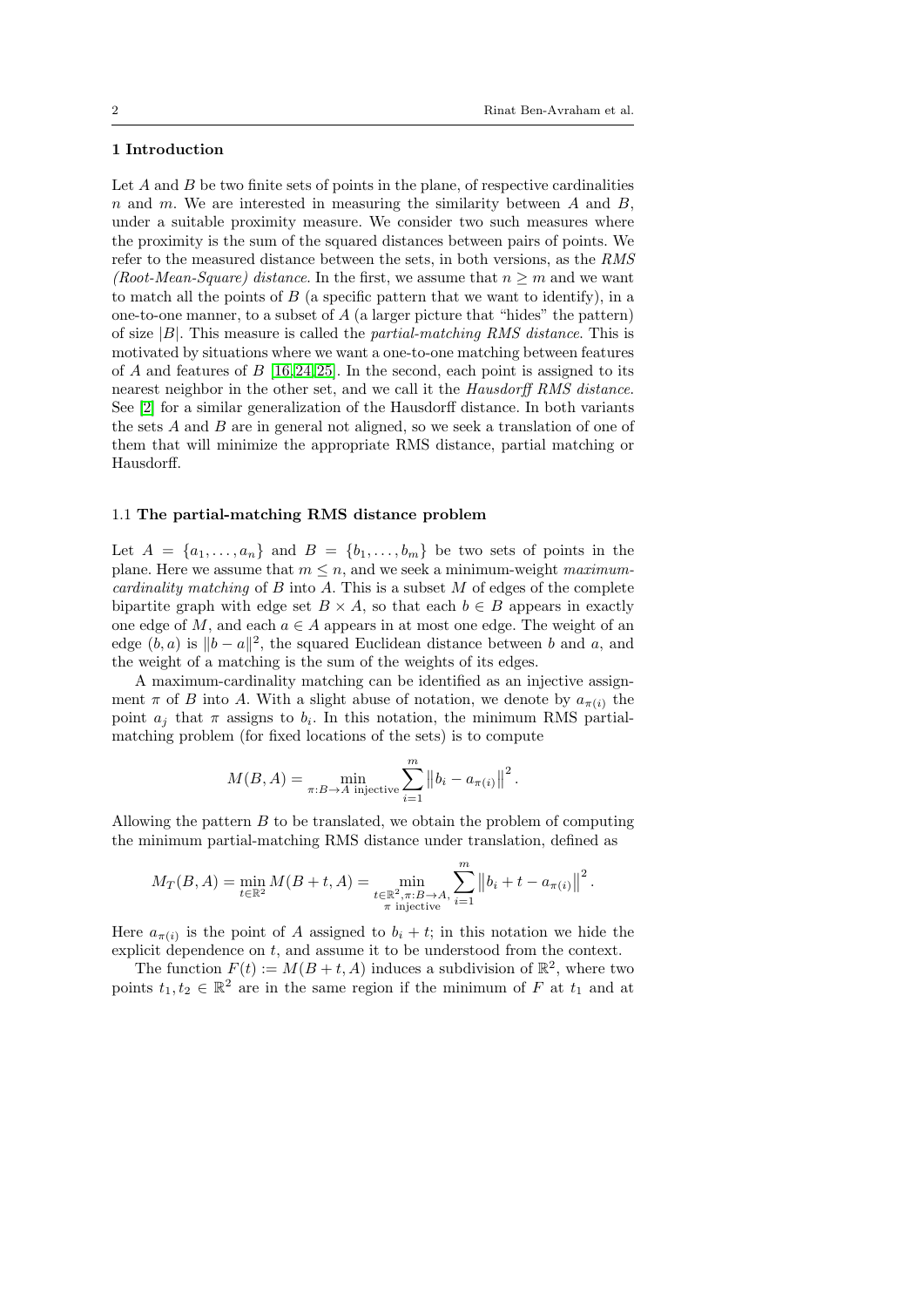## 1 Introduction

Let $A$ and $B$ be two finite sets of points in the plane, of respective cardinalities $n$ and $m$. We are interested in measuring the similarity between $A$ and $B$, under a suitable proximity measure. We consider two such measures where the proximity is the sum of the squared distances between pairs of points. We refer to the measured distance between the sets, in both versions, as the *RMS (Root-Mean-Square) distance*. In the first, we assume that $n \geq m$ and we want to match all the points of $B$ (a specific pattern that we want to identify), in a one-to-one manner, to a subset of $A$ (a larger picture that "hides" the pattern) of size $|B|$. This measure is called the *partial-matching RMS distance*. This is motivated by situations where we want a one-to-one matching between features of $A$ and features of $B$ [16,24,25]. In the second, each point is assigned to its nearest neighbor in the other set, and we call it the *Hausdorff RMS distance*. See [2] for a similar generalization of the Hausdorff distance. In both variants the sets $A$ and $B$ are in general not aligned, so we seek a translation of one of them that will minimize the appropriate RMS distance, partial matching or Hausdorff.

### 1.1 The partial-matching RMS distance problem

Let $A = \{a_1, \ldots, a_n\}$ and $B = \{b_1, \ldots, b_m\}$ be two sets of points in the plane. Here we assume that $m \leq n$, and we seek a minimum-weight *maximum-cardinality matching* of $B$ into $A$. This is a subset $M$ of edges of the complete bipartite graph with edge set $B \times A$, so that each $b \in B$ appears in exactly one edge of $M$, and each $a \in A$ appears in at most one edge. The weight of an edge $(b, a)$ is $\|b - a\|^2$, the squared Euclidean distance between $b$ and $a$, and the weight of a matching is the sum of the weights of its edges.

A maximum-cardinality matching can be identified as an injective assignment $\pi$ of $B$ into $A$. With a slight abuse of notation, we denote by $a_{\pi(i)}$ the point $a_j$ that $\pi$ assigns to $b_i$. In this notation, the minimum RMS partial-matching problem (for fixed locations of the sets) is to compute

$$M(B, A) = \min_{\pi : B \to A \text{ injective}} \sum_{i=1}^{m} \left\| b_i - a_{\pi(i)} \right\|^2 .$$

Allowing the pattern $B$ to be translated, we obtain the problem of computing the minimum partial-matching RMS distance under translation, defined as

$$M_T(B, A) = \min_{t \in \mathbb{R}^2} M(B + t, A) = \min_{\substack{t \in \mathbb{R}^2, \pi : B \to A, \\ \pi \text{ injective}}} \sum_{i=1}^{m} \left\| b_i + t - a_{\pi(i)} \right\|^2 .$$

Here $a_{\pi(i)}$ is the point of $A$ assigned to $b_i + t$; in this notation we hide the explicit dependence on $t$, and assume it to be understood from the context.

The function $F(t) := M(B + t, A)$ induces a subdivision of $\mathbb{R}^2$, where two points $t_1, t_2 \in \mathbb{R}^2$ are in the same region if the minimum of $F$ at $t_1$ and at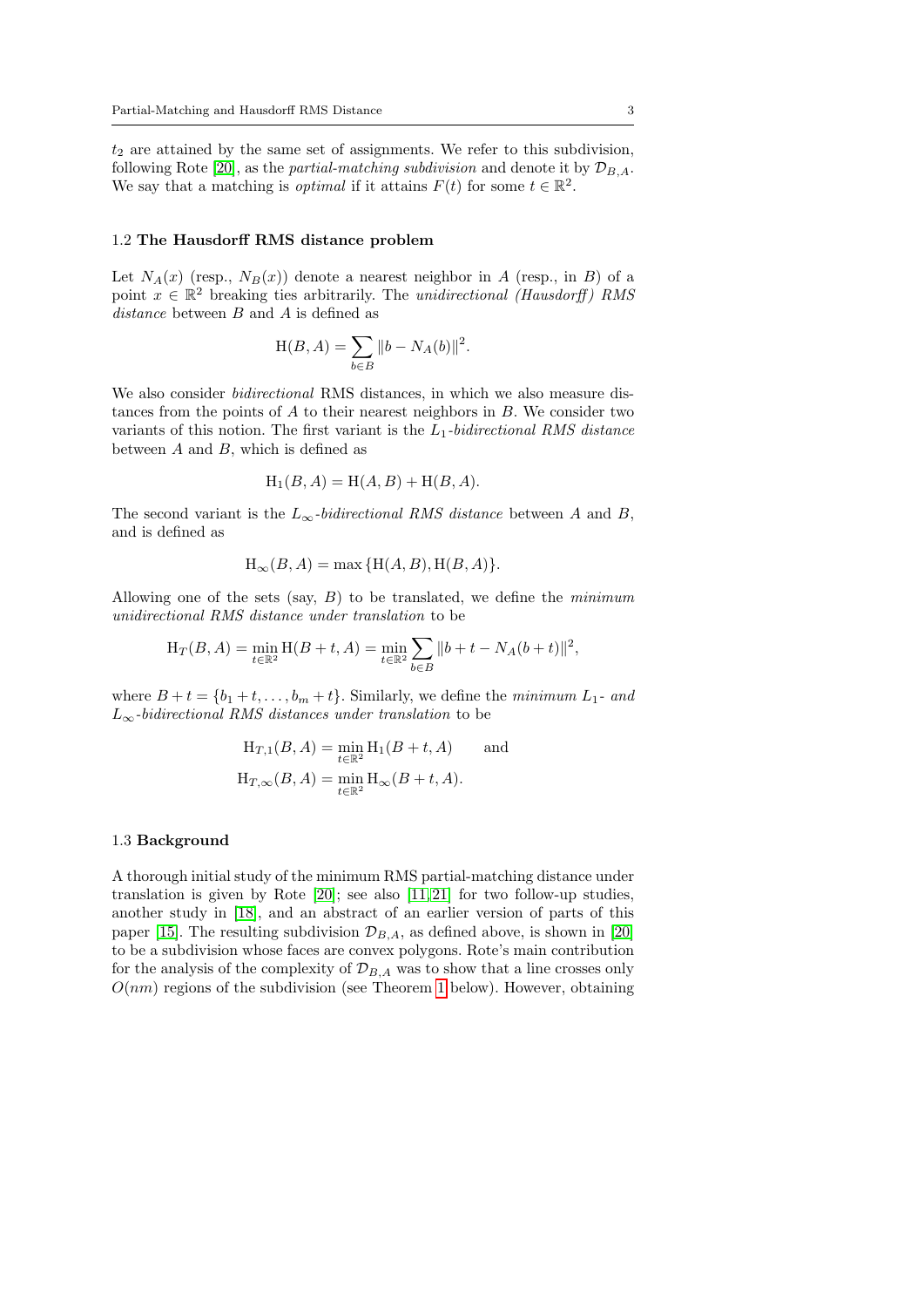$t_2$ are attained by the same set of assignments. We refer to this subdivision, following Rote [20], as the *partial-matching subdivision* and denote it by $\mathcal{D}_{B,A}$. We say that a matching is *optimal* if it attains $F(t)$ for some $t \in \mathbb{R}^2$.

### 1.2 The Hausdorff RMS distance problem

Let $N_A(x)$ (resp., $N_B(x)$) denote a nearest neighbor in $A$ (resp., in $B$) of a point $x \in \mathbb{R}^2$ breaking ties arbitrarily. The *unidirectional (Hausdorff) RMS distance* between $B$ and $A$ is defined as

$$\mathrm{H}(B, A) = \sum_{b \in B} \|b - N_A(b)\|^2.$$

We also consider *bidirectional* RMS distances, in which we also measure distances from the points of $A$ to their nearest neighbors in $B$. We consider two variants of this notion. The first variant is the $L_1$*-bidirectional RMS distance* between $A$ and $B$, which is defined as

$$\mathrm{H}_1(B, A) = \mathrm{H}(A, B) + \mathrm{H}(B, A).$$

The second variant is the $L_\infty$*-bidirectional RMS distance* between $A$ and $B$, and is defined as

$$\mathrm{H}_\infty(B, A) = \max\{\mathrm{H}(A, B), \mathrm{H}(B, A)\}.$$

Allowing one of the sets (say, $B$) to be translated, we define the *minimum unidirectional RMS distance under translation* to be

$$\mathrm{H}_T(B, A) = \min_{t \in \mathbb{R}^2} \mathrm{H}(B + t, A) = \min_{t \in \mathbb{R}^2} \sum_{b \in B} \|b + t - N_A(b + t)\|^2,$$

where $B + t = \{b_1 + t, \ldots, b_m + t\}$. Similarly, we define the *minimum* $L_1$*- and* $L_\infty$*-bidirectional RMS distances under translation* to be

$$\mathrm{H}_{T,1}(B, A) = \min_{t \in \mathbb{R}^2} \mathrm{H}_1(B + t, A) \qquad \text{and}$$
$$\mathrm{H}_{T,\infty}(B, A) = \min_{t \in \mathbb{R}^2} \mathrm{H}_\infty(B + t, A).$$

### 1.3 Background

A thorough initial study of the minimum RMS partial-matching distance under translation is given by Rote [20]; see also [11,21] for two follow-up studies, another study in [18], and an abstract of an earlier version of parts of this paper [15]. The resulting subdivision $\mathcal{D}_{B,A}$, as defined above, is shown in [20] to be a subdivision whose faces are convex polygons. Rote's main contribution for the analysis of the complexity of $\mathcal{D}_{B,A}$ was to show that a line crosses only $O(nm)$ regions of the subdivision (see Theorem 1 below). However, obtaining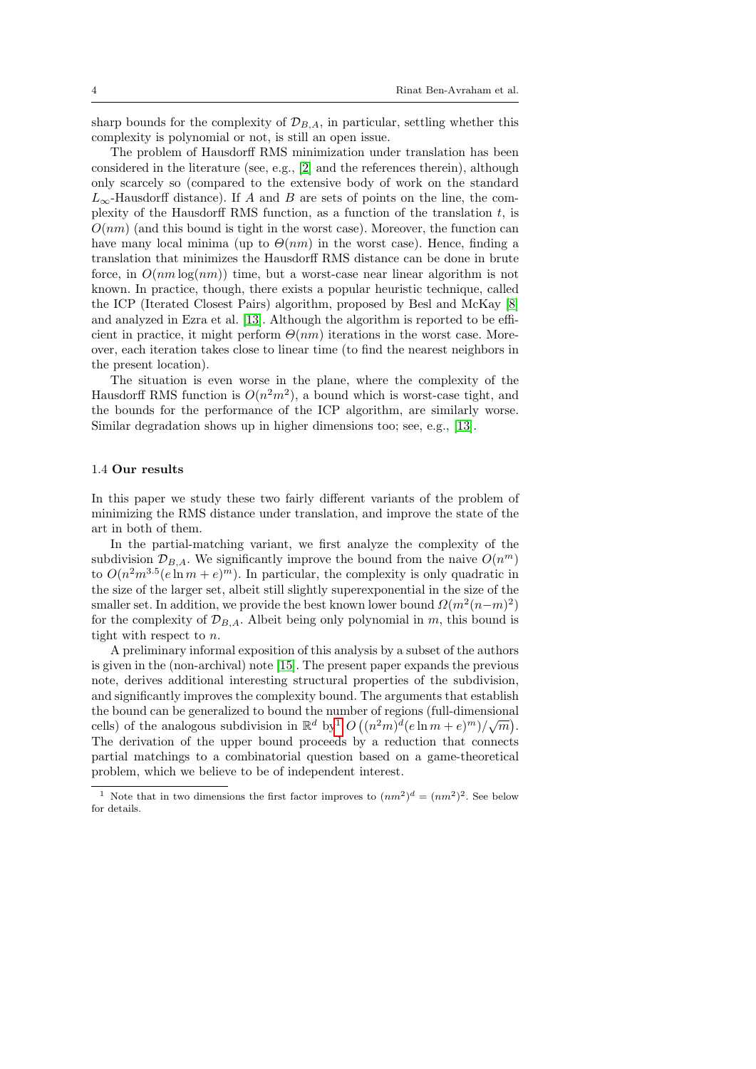sharp bounds for the complexity of $\mathcal{D}_{B,A}$, in particular, settling whether this complexity is polynomial or not, is still an open issue.

The problem of Hausdorff RMS minimization under translation has been considered in the literature (see, e.g., [2] and the references therein), although only scarcely so (compared to the extensive body of work on the standard $L_\infty$-Hausdorff distance). If $A$ and $B$ are sets of points on the line, the complexity of the Hausdorff RMS function, as a function of the translation $t$, is $O(nm)$ (and this bound is tight in the worst case). Moreover, the function can have many local minima (up to $\Theta(nm)$ in the worst case). Hence, finding a translation that minimizes the Hausdorff RMS distance can be done in brute force, in $O(nm\log(nm))$ time, but a worst-case near linear algorithm is not known. In practice, though, there exists a popular heuristic technique, called the ICP (Iterated Closest Pairs) algorithm, proposed by Besl and McKay [8] and analyzed in Ezra et al. [13]. Although the algorithm is reported to be efficient in practice, it might perform $\Theta(nm)$ iterations in the worst case. Moreover, each iteration takes close to linear time (to find the nearest neighbors in the present location).

The situation is even worse in the plane, where the complexity of the Hausdorff RMS function is $O(n^2m^2)$, a bound which is worst-case tight, and the bounds for the performance of the ICP algorithm, are similarly worse. Similar degradation shows up in higher dimensions too; see, e.g., [13].

### 1.4 Our results

In this paper we study these two fairly different variants of the problem of minimizing the RMS distance under translation, and improve the state of the art in both of them.

In the partial-matching variant, we first analyze the complexity of the subdivision $\mathcal{D}_{B,A}$. We significantly improve the bound from the naive $O(n^m)$ to $O(n^2m^{3.5}(e\ln m+e)^m)$. In particular, the complexity is only quadratic in the size of the larger set, albeit still slightly superexponential in the size of the smaller set. In addition, we provide the best known lower bound $\Omega(m^2(n-m)^2)$ for the complexity of $\mathcal{D}_{B,A}$. Albeit being only polynomial in $m$, this bound is tight with respect to $n$.

A preliminary informal exposition of this analysis by a subset of the authors is given in the (non-archival) note [15]. The present paper expands the previous note, derives additional interesting structural properties of the subdivision, and significantly improves the complexity bound. The arguments that establish the bound can be generalized to bound the number of regions (full-dimensional cells) of the analogous subdivision in $\mathbb{R}^d$ by[1] $O\left((n^2m)^d(e\ln m+e)^m)/\sqrt{m}\right)$. The derivation of the upper bound proceeds by a reduction that connects partial matchings to a combinatorial question based on a game-theoretical problem, which we believe to be of independent interest.

[1] Note that in two dimensions the first factor improves to $(nm^2)^d = (nm^2)^2$. See below for details.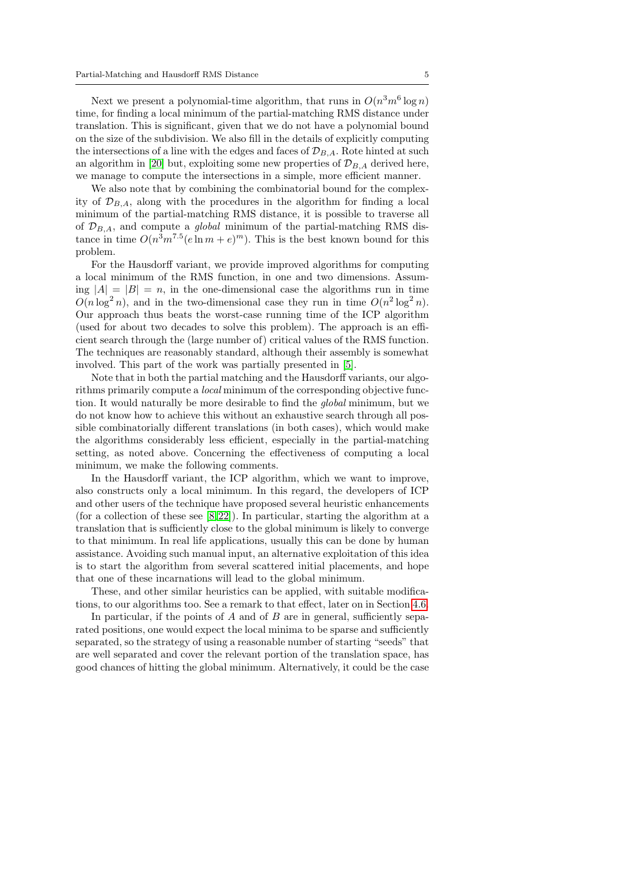Next we present a polynomial-time algorithm, that runs in $O(n^3m^6 \log n)$ time, for finding a local minimum of the partial-matching RMS distance under translation. This is significant, given that we do not have a polynomial bound on the size of the subdivision. We also fill in the details of explicitly computing the intersections of a line with the edges and faces of $\mathcal{D}_{B,A}$. Rote hinted at such an algorithm in [20] but, exploiting some new properties of $\mathcal{D}_{B,A}$ derived here, we manage to compute the intersections in a simple, more efficient manner.

We also note that by combining the combinatorial bound for the complexity of $\mathcal{D}_{B,A}$, along with the procedures in the algorithm for finding a local minimum of the partial-matching RMS distance, it is possible to traverse all of $\mathcal{D}_{B,A}$, and compute a *global* minimum of the partial-matching RMS distance in time $O(n^3m^{7.5}(e \ln m + e)^m)$. This is the best known bound for this problem.

For the Hausdorff variant, we provide improved algorithms for computing a local minimum of the RMS function, in one and two dimensions. Assuming $|A| = |B| = n$, in the one-dimensional case the algorithms run in time $O(n \log^2 n)$, and in the two-dimensional case they run in time $O(n^2 \log^2 n)$. Our approach thus beats the worst-case running time of the ICP algorithm (used for about two decades to solve this problem). The approach is an efficient search through the (large number of) critical values of the RMS function. The techniques are reasonably standard, although their assembly is somewhat involved. This part of the work was partially presented in [5].

Note that in both the partial matching and the Hausdorff variants, our algorithms primarily compute a *local* minimum of the corresponding objective function. It would naturally be more desirable to find the *global* minimum, but we do not know how to achieve this without an exhaustive search through all possible combinatorially different translations (in both cases), which would make the algorithms considerably less efficient, especially in the partial-matching setting, as noted above. Concerning the effectiveness of computing a local minimum, we make the following comments.

In the Hausdorff variant, the ICP algorithm, which we want to improve, also constructs only a local minimum. In this regard, the developers of ICP and other users of the technique have proposed several heuristic enhancements (for a collection of these see [8,22]). In particular, starting the algorithm at a translation that is sufficiently close to the global minimum is likely to converge to that minimum. In real life applications, usually this can be done by human assistance. Avoiding such manual input, an alternative exploitation of this idea is to start the algorithm from several scattered initial placements, and hope that one of these incarnations will lead to the global minimum.

These, and other similar heuristics can be applied, with suitable modifications, to our algorithms too. See a remark to that effect, later on in Section 4.6.

In particular, if the points of $A$ and of $B$ are in general, sufficiently separated positions, one would expect the local minima to be sparse and sufficiently separated, so the strategy of using a reasonable number of starting "seeds" that are well separated and cover the relevant portion of the translation space, has good chances of hitting the global minimum. Alternatively, it could be the case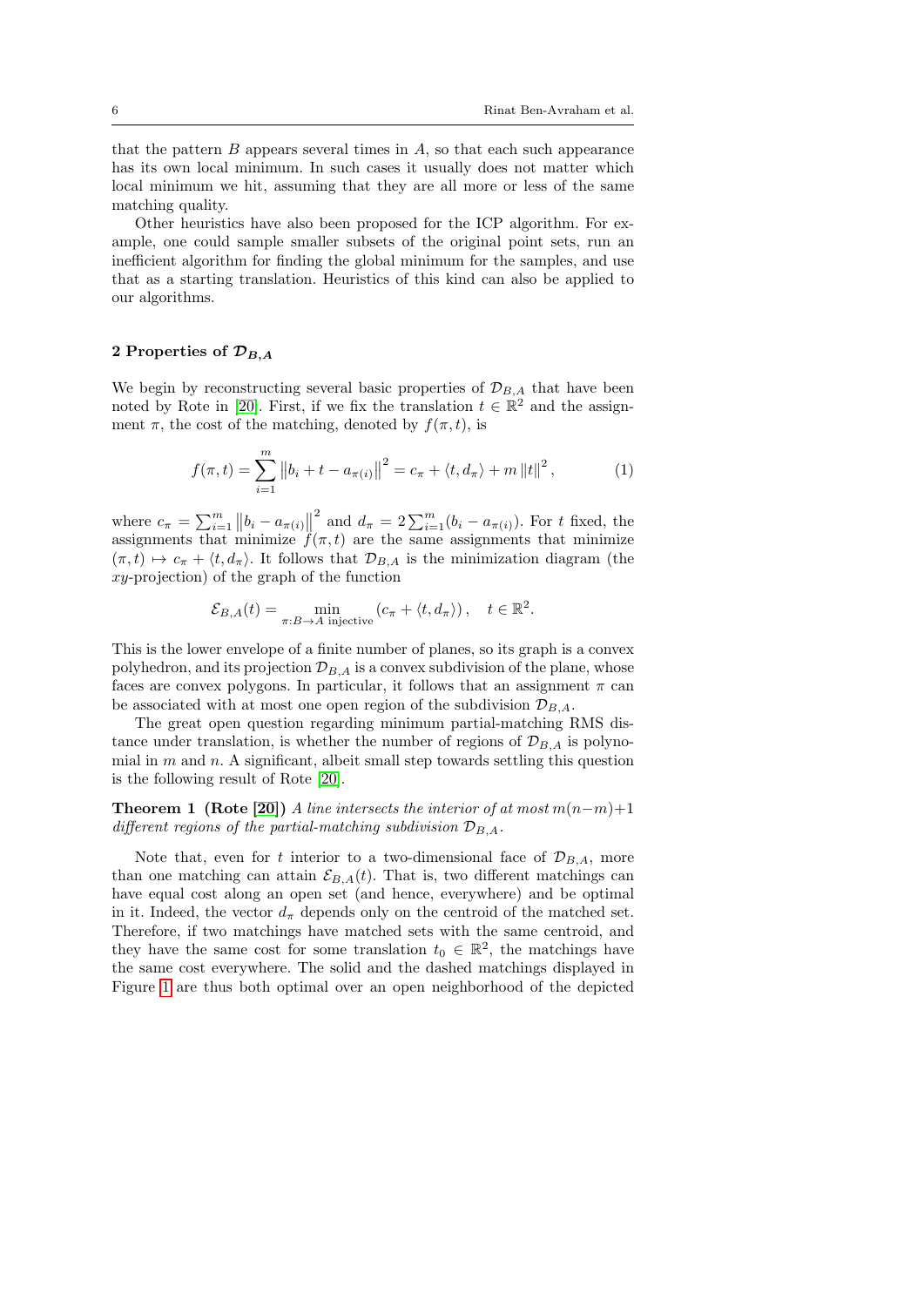that the pattern $B$ appears several times in $A$, so that each such appearance has its own local minimum. In such cases it usually does not matter which local minimum we hit, assuming that they are all more or less of the same matching quality.

Other heuristics have also been proposed for the ICP algorithm. For example, one could sample smaller subsets of the original point sets, run an inefficient algorithm for finding the global minimum for the samples, and use that as a starting translation. Heuristics of this kind can also be applied to our algorithms.

## 2 Properties of $\mathcal{D}_{B,A}$

We begin by reconstructing several basic properties of $\mathcal{D}_{B,A}$ that have been noted by Rote in [20]. First, if we fix the translation $t \in \mathbb{R}^2$ and the assignment $\pi$, the cost of the matching, denoted by $f(\pi, t)$, is

$$f(\pi, t) = \sum_{i=1}^{m} \left\| b_i + t - a_{\pi(i)} \right\|^2 = c_\pi + \langle t, d_\pi \rangle + m \left\| t \right\|^2, \tag{1}$$

where $c_\pi = \sum_{i=1}^{m} \left\| b_i - a_{\pi(i)} \right\|^2$ and $d_\pi = 2 \sum_{i=1}^{m} (b_i - a_{\pi(i)})$. For $t$ fixed, the assignments that minimize $f(\pi, t)$ are the same assignments that minimize $(\pi, t) \mapsto c_\pi + \langle t, d_\pi \rangle$. It follows that $\mathcal{D}_{B,A}$ is the minimization diagram (the $xy$-projection) of the graph of the function

$$\mathcal{E}_{B,A}(t) = \min_{\pi : B \to A \text{ injective}} \left( c_\pi + \langle t, d_\pi \rangle \right), \quad t \in \mathbb{R}^2.$$

This is the lower envelope of a finite number of planes, so its graph is a convex polyhedron, and its projection $\mathcal{D}_{B,A}$ is a convex subdivision of the plane, whose faces are convex polygons. In particular, it follows that an assignment $\pi$ can be associated with at most one open region of the subdivision $\mathcal{D}_{B,A}$.

The great open question regarding minimum partial-matching RMS distance under translation, is whether the number of regions of $\mathcal{D}_{B,A}$ is polynomial in $m$ and $n$. A significant, albeit small step towards settling this question is the following result of Rote [20].

**Theorem 1 (Rote [20])** *A line intersects the interior of at most $m(n-m)+1$ different regions of the partial-matching subdivision $\mathcal{D}_{B,A}$.*

Note that, even for $t$ interior to a two-dimensional face of $\mathcal{D}_{B,A}$, more than one matching can attain $\mathcal{E}_{B,A}(t)$. That is, two different matchings can have equal cost along an open set (and hence, everywhere) and be optimal in it. Indeed, the vector $d_\pi$ depends only on the centroid of the matched set. Therefore, if two matchings have matched sets with the same centroid, and they have the same cost for some translation $t_0 \in \mathbb{R}^2$, the matchings have the same cost everywhere. The solid and the dashed matchings displayed in Figure 1 are thus both optimal over an open neighborhood of the depicted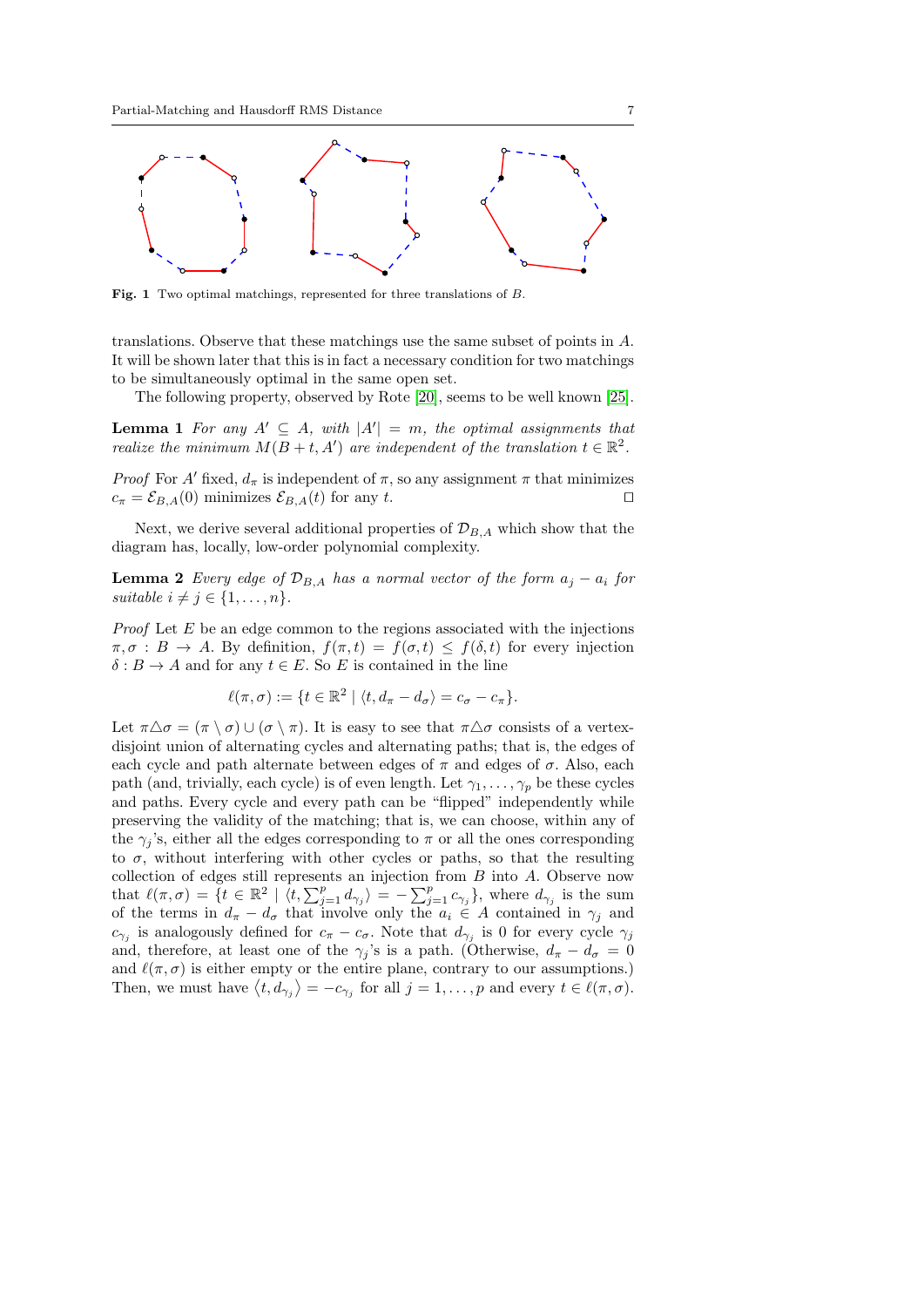**Fig. 1** Two optimal matchings, represented for three translations of $B$.

translations. Observe that these matchings use the same subset of points in $A$. It will be shown later that this is in fact a necessary condition for two matchings to be simultaneously optimal in the same open set.

The following property, observed by Rote [20], seems to be well known [25].

**Lemma 1** *For any $A' \subseteq A$, with $|A'| = m$, the optimal assignments that realize the minimum $M(B+t, A')$ are independent of the translation $t \in \mathbb{R}^2$.*

*Proof* For $A'$ fixed, $d_\pi$ is independent of $\pi$, so any assignment $\pi$ that minimizes $c_\pi = \mathcal{E}_{B,A}(0)$ minimizes $\mathcal{E}_{B,A}(t)$ for any $t$. □

Next, we derive several additional properties of $\mathcal{D}_{B,A}$ which show that the diagram has, locally, low-order polynomial complexity.

**Lemma 2** *Every edge of $\mathcal{D}_{B,A}$ has a normal vector of the form $a_j - a_i$ for suitable $i \neq j \in \{1, \ldots, n\}$.*

*Proof* Let $E$ be an edge common to the regions associated with the injections $\pi, \sigma : B \to A$. By definition, $f(\pi, t) = f(\sigma, t) \leq f(\delta, t)$ for every injection $\delta : B \to A$ and for any $t \in E$. So $E$ is contained in the line

$$\ell(\pi, \sigma) := \{t \in \mathbb{R}^2 \mid \langle t, d_\pi - d_\sigma \rangle = c_\sigma - c_\pi\}.$$

Let $\pi \triangle \sigma = (\pi \setminus \sigma) \cup (\sigma \setminus \pi)$. It is easy to see that $\pi \triangle \sigma$ consists of a vertex-disjoint union of alternating cycles and alternating paths; that is, the edges of each cycle and path alternate between edges of $\pi$ and edges of $\sigma$. Also, each path (and, trivially, each cycle) is of even length. Let $\gamma_1, \ldots, \gamma_p$ be these cycles and paths. Every cycle and every path can be "flipped" independently while preserving the validity of the matching; that is, we can choose, within any of the $\gamma_j$'s, either all the edges corresponding to $\pi$ or all the ones corresponding to $\sigma$, without interfering with other cycles or paths, so that the resulting collection of edges still represents an injection from $B$ into $A$. Observe now that $\ell(\pi, \sigma) = \{t \in \mathbb{R}^2 \mid \langle t, \sum_{j=1}^{p} d_{\gamma_j} \rangle = -\sum_{j=1}^{p} c_{\gamma_j}\}$, where $d_{\gamma_j}$ is the sum of the terms in $d_\pi - d_\sigma$ that involve only the $a_i \in A$ contained in $\gamma_j$ and $c_{\gamma_j}$ is analogously defined for $c_\pi - c_\sigma$. Note that $d_{\gamma_j}$ is 0 for every cycle $\gamma_j$ and, therefore, at least one of the $\gamma_j$'s is a path. (Otherwise, $d_\pi - d_\sigma = 0$ and $\ell(\pi, \sigma)$ is either empty or the entire plane, contrary to our assumptions.) Then, we must have $\langle t, d_{\gamma_j} \rangle = -c_{\gamma_j}$ for all $j = 1, \ldots, p$ and every $t \in \ell(\pi, \sigma)$.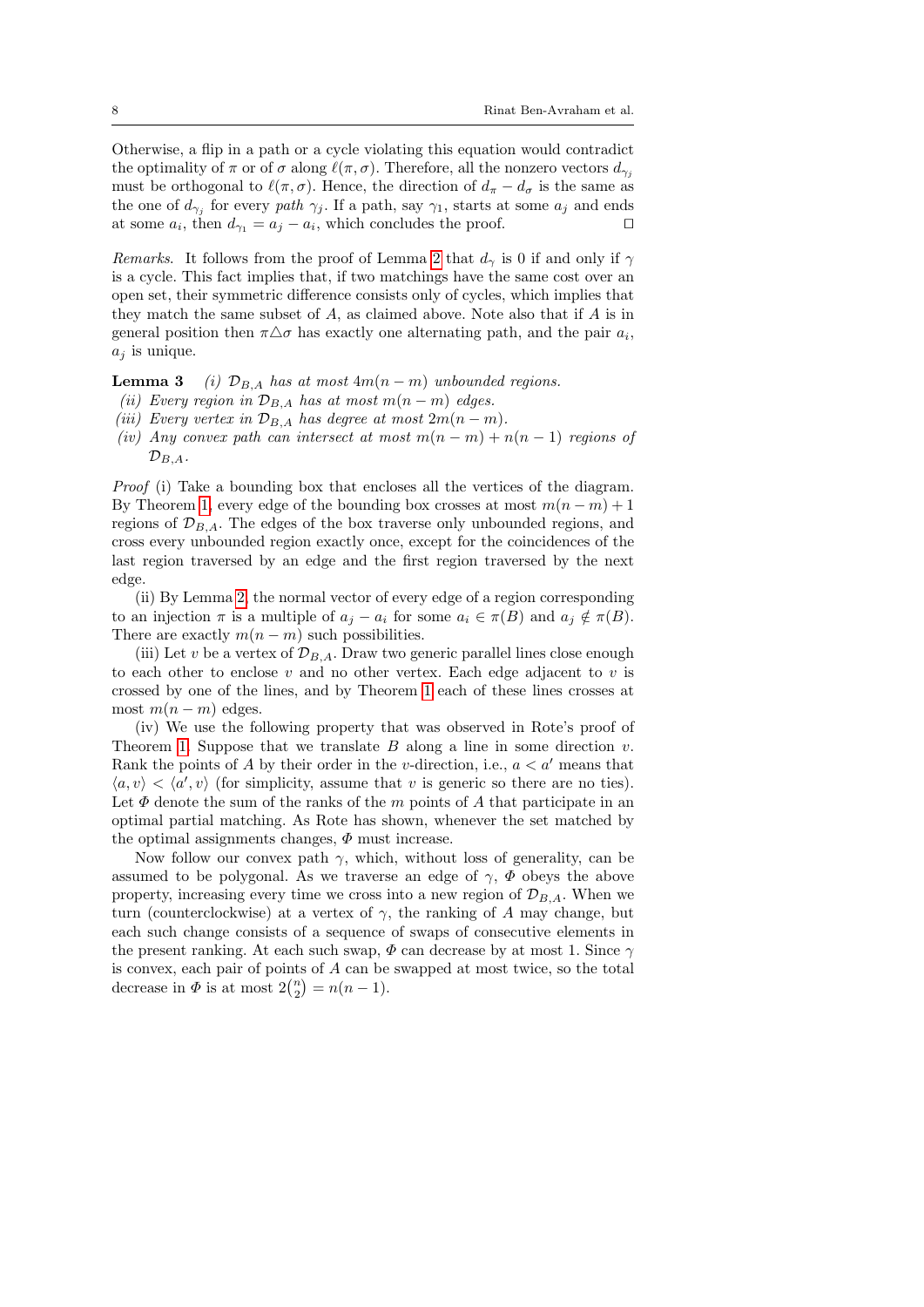Otherwise, a flip in a path or a cycle violating this equation would contradict the optimality of $\pi$ or of $\sigma$ along $\ell(\pi, \sigma)$. Therefore, all the nonzero vectors $d_{\gamma_j}$ must be orthogonal to $\ell(\pi, \sigma)$. Hence, the direction of $d_\pi - d_\sigma$ is the same as the one of $d_{\gamma_j}$ for every *path* $\gamma_j$. If a path, say $\gamma_1$, starts at some $a_j$ and ends at some $a_i$, then $d_{\gamma_1} = a_j - a_i$, which concludes the proof. □

*Remarks.* It follows from the proof of Lemma 2 that $d_\gamma$ is 0 if and only if $\gamma$ is a cycle. This fact implies that, if two matchings have the same cost over an open set, their symmetric difference consists only of cycles, which implies that they match the same subset of $A$, as claimed above. Note also that if $A$ is in general position then $\pi \triangle \sigma$ has exactly one alternating path, and the pair $a_i$, $a_j$ is unique.

**Lemma 3** *(i) $\mathcal{D}_{B,A}$ has at most $4m(n-m)$ unbounded regions.*
*(ii) Every region in $\mathcal{D}_{B,A}$ has at most $m(n-m)$ edges.*
*(iii) Every vertex in $\mathcal{D}_{B,A}$ has degree at most $2m(n-m)$.*
*(iv) Any convex path can intersect at most $m(n-m) + n(n-1)$ regions of $\mathcal{D}_{B,A}$.*

*Proof* (i) Take a bounding box that encloses all the vertices of the diagram. By Theorem 1, every edge of the bounding box crosses at most $m(n-m)+1$ regions of $\mathcal{D}_{B,A}$. The edges of the box traverse only unbounded regions, and cross every unbounded region exactly once, except for the coincidences of the last region traversed by an edge and the first region traversed by the next edge.

(ii) By Lemma 2, the normal vector of every edge of a region corresponding to an injection $\pi$ is a multiple of $a_j - a_i$ for some $a_i \in \pi(B)$ and $a_j \notin \pi(B)$. There are exactly $m(n-m)$ such possibilities.

(iii) Let $v$ be a vertex of $\mathcal{D}_{B,A}$. Draw two generic parallel lines close enough to each other to enclose $v$ and no other vertex. Each edge adjacent to $v$ is crossed by one of the lines, and by Theorem 1 each of these lines crosses at most $m(n-m)$ edges.

(iv) We use the following property that was observed in Rote's proof of Theorem 1. Suppose that we translate $B$ along a line in some direction $v$. Rank the points of $A$ by their order in the $v$-direction, i.e., $a < a'$ means that $\langle a, v\rangle < \langle a', v\rangle$ (for simplicity, assume that $v$ is generic so there are no ties). Let $\Phi$ denote the sum of the ranks of the $m$ points of $A$ that participate in an optimal partial matching. As Rote has shown, whenever the set matched by the optimal assignments changes, $\Phi$ must increase.

Now follow our convex path $\gamma$, which, without loss of generality, can be assumed to be polygonal. As we traverse an edge of $\gamma$, $\Phi$ obeys the above property, increasing every time we cross into a new region of $\mathcal{D}_{B,A}$. When we turn (counterclockwise) at a vertex of $\gamma$, the ranking of $A$ may change, but each such change consists of a sequence of swaps of consecutive elements in the present ranking. At each such swap, $\Phi$ can decrease by at most 1. Since $\gamma$ is convex, each pair of points of $A$ can be swapped at most twice, so the total decrease in $\Phi$ is at most $2\binom{n}{2} = n(n-1)$.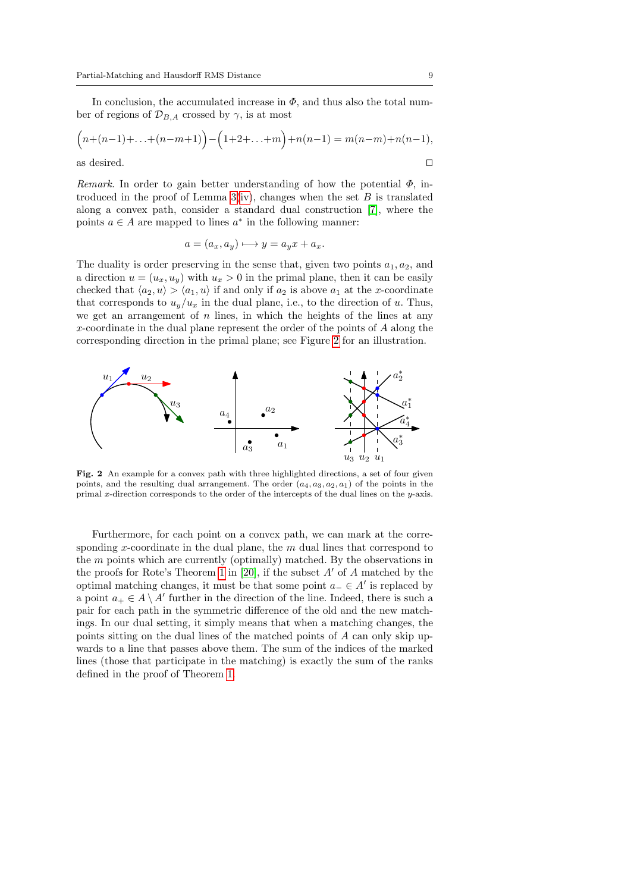In conclusion, the accumulated increase in $\Phi$, and thus also the total number of regions of $\mathcal{D}_{B,A}$ crossed by $\gamma$, is at most

$$\Big(n+(n-1)+\ldots+(n-m+1)\Big)-\Big(1+2+\ldots+m\Big)+n(n-1)=m(n-m)+n(n-1),$$

as desired. □

*Remark.* In order to gain better understanding of how the potential $\Phi$, introduced in the proof of Lemma 3(iv), changes when the set $B$ is translated along a convex path, consider a standard dual construction [7], where the points $a \in A$ are mapped to lines $a^*$ in the following manner:

$$a = (a_x, a_y) \longmapsto y = a_y x + a_x.$$

The duality is order preserving in the sense that, given two points $a_1, a_2$, and a direction $u = (u_x, u_y)$ with $u_x > 0$ in the primal plane, then it can be easily checked that $\langle a_2, u\rangle > \langle a_1, u\rangle$ if and only if $a_2$ is above $a_1$ at the $x$-coordinate that corresponds to $u_y/u_x$ in the dual plane, i.e., to the direction of $u$. Thus, we get an arrangement of $n$ lines, in which the heights of the lines at any $x$-coordinate in the dual plane represent the order of the points of $A$ along the corresponding direction in the primal plane; see Figure 2 for an illustration.

**Fig. 2** An example for a convex path with three highlighted directions, a set of four given points, and the resulting dual arrangement. The order $(a_4, a_3, a_2, a_1)$ of the points in the primal $x$-direction corresponds to the order of the intercepts of the dual lines on the $y$-axis.

Furthermore, for each point on a convex path, we can mark at the corresponding $x$-coordinate in the dual plane, the $m$ dual lines that correspond to the $m$ points which are currently (optimally) matched. By the observations in the proofs for Rote's Theorem 1 in [20], if the subset $A'$ of $A$ matched by the optimal matching changes, it must be that some point $a_- \in A'$ is replaced by a point $a_+ \in A \setminus A'$ further in the direction of the line. Indeed, there is such a pair for each path in the symmetric difference of the old and the new matchings. In our dual setting, it simply means that when a matching changes, the points sitting on the dual lines of the matched points of $A$ can only skip upwards to a line that passes above them. The sum of the indices of the marked lines (those that participate in the matching) is exactly the sum of the ranks defined in the proof of Theorem 1.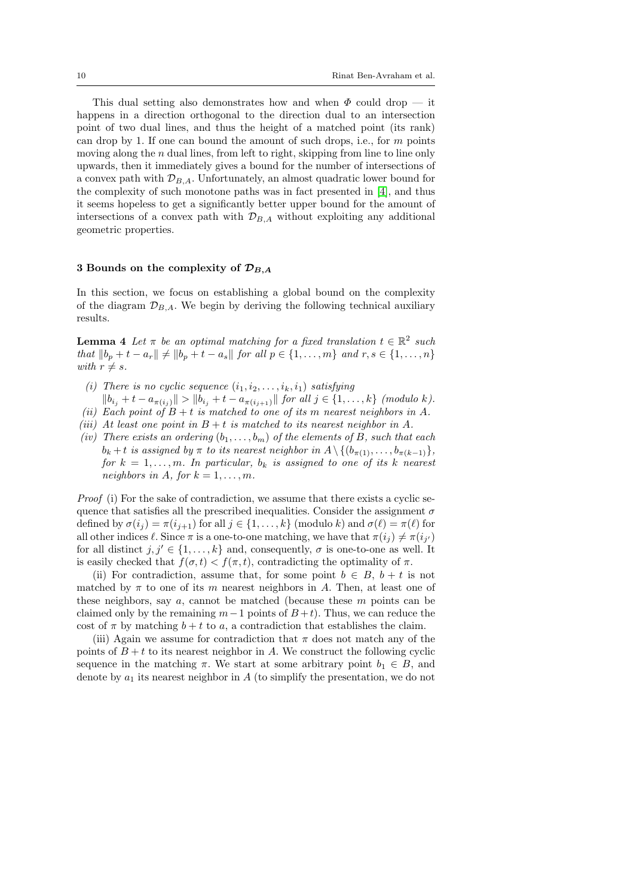This dual setting also demonstrates how and when $\Phi$ could drop — it happens in a direction orthogonal to the direction dual to an intersection point of two dual lines, and thus the height of a matched point (its rank) can drop by 1. If one can bound the amount of such drops, i.e., for $m$ points moving along the $n$ dual lines, from left to right, skipping from line to line only upwards, then it immediately gives a bound for the number of intersections of a convex path with $\mathcal{D}_{B,A}$. Unfortunately, an almost quadratic lower bound for the complexity of such monotone paths was in fact presented in [4], and thus it seems hopeless to get a significantly better upper bound for the amount of intersections of a convex path with $\mathcal{D}_{B,A}$ without exploiting any additional geometric properties.

## 3 Bounds on the complexity of $\mathcal{D}_{B,A}$

In this section, we focus on establishing a global bound on the complexity of the diagram $\mathcal{D}_{B,A}$. We begin by deriving the following technical auxiliary results.

**Lemma 4** *Let $\pi$ be an optimal matching for a fixed translation $t \in \mathbb{R}^2$ such that $\|b_p + t - a_r\| \neq \|b_p + t - a_s\|$ for all $p \in \{1, \ldots, m\}$ and $r, s \in \{1, \ldots, n\}$ with $r \neq s$.*

*(i) There is no cyclic sequence $(i_1, i_2, \ldots, i_k, i_1)$ satisfying $\|b_{i_j} + t - a_{\pi(i_j)}\| > \|b_{i_j} + t - a_{\pi(i_{j+1})}\|$ for all $j \in \{1, \ldots, k\}$ (modulo $k$).*
*(ii) Each point of $B + t$ is matched to one of its $m$ nearest neighbors in $A$.*
*(iii) At least one point in $B + t$ is matched to its nearest neighbor in $A$.*
*(iv) There exists an ordering $(b_1, \ldots, b_m)$ of the elements of $B$, such that each $b_k + t$ is assigned by $\pi$ to its nearest neighbor in $A \setminus \{(b_{\pi(1)}, \ldots, b_{\pi(k-1)}\}$, for $k = 1, \ldots, m$. In particular, $b_k$ is assigned to one of its $k$ nearest neighbors in $A$, for $k = 1, \ldots, m$.*

*Proof* (i) For the sake of contradiction, we assume that there exists a cyclic sequence that satisfies all the prescribed inequalities. Consider the assignment $\sigma$ defined by $\sigma(i_j) = \pi(i_{j+1})$ for all $j \in \{1, \ldots, k\}$ (modulo $k$) and $\sigma(\ell) = \pi(\ell)$ for all other indices $\ell$. Since $\pi$ is a one-to-one matching, we have that $\pi(i_j) \neq \pi(i_{j'})$ for all distinct $j, j' \in \{1, \ldots, k\}$ and, consequently, $\sigma$ is one-to-one as well. It is easily checked that $f(\sigma, t) < f(\pi, t)$, contradicting the optimality of $\pi$.

(ii) For contradiction, assume that, for some point $b \in B$, $b + t$ is not matched by $\pi$ to one of its $m$ nearest neighbors in $A$. Then, at least one of these neighbors, say $a$, cannot be matched (because these $m$ points can be claimed only by the remaining $m-1$ points of $B+t$). Thus, we can reduce the cost of $\pi$ by matching $b + t$ to $a$, a contradiction that establishes the claim.

(iii) Again we assume for contradiction that $\pi$ does not match any of the points of $B + t$ to its nearest neighbor in $A$. We construct the following cyclic sequence in the matching $\pi$. We start at some arbitrary point $b_1 \in B$, and denote by $a_1$ its nearest neighbor in $A$ (to simplify the presentation, we do not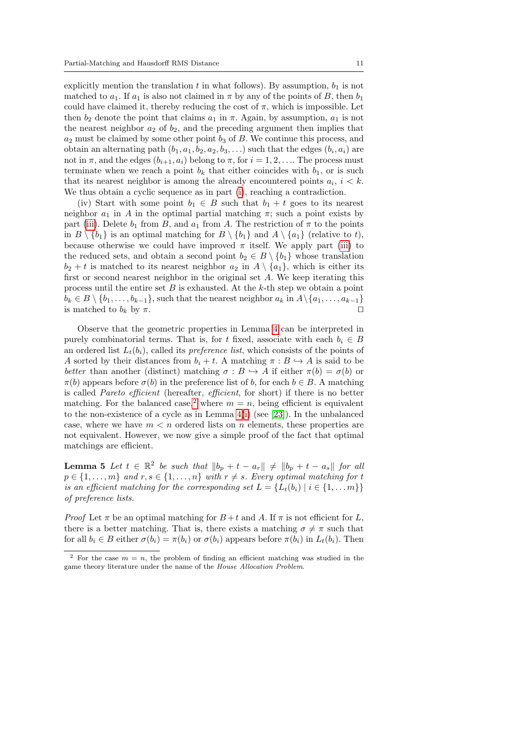explicitly mention the translation $t$ in what follows). By assumption, $b_1$ is not matched to $a_1$. If $a_1$ is also not claimed in $\pi$ by any of the points of $B$, then $b_1$ could have claimed it, thereby reducing the cost of $\pi$, which is impossible. Let then $b_2$ denote the point that claims $a_1$ in $\pi$. Again, by assumption, $a_1$ is not the nearest neighbor $a_2$ of $b_2$, and the preceding argument then implies that $a_2$ must be claimed by some other point $b_3$ of $B$. We continue this process, and obtain an alternating path $(b_1, a_1, b_2, a_2, b_3, \ldots)$ such that the edges $(b_i, a_i)$ are not in $\pi$, and the edges $(b_{i+1}, a_i)$ belong to $\pi$, for $i = 1, 2, \ldots$. The process must terminate when we reach a point $b_k$ that either coincides with $b_1$, or is such that its nearest neighbor is among the already encountered points $a_i$, $i < k$. We thus obtain a cyclic sequence as in part (i), reaching a contradiction.

(iv) Start with some point $b_1 \in B$ such that $b_1 + t$ goes to its nearest neighbor $a_1$ in $A$ in the optimal partial matching $\pi$; such a point exists by part (iii). Delete $b_1$ from $B$, and $a_1$ from $A$. The restriction of $\pi$ to the points in $B \setminus \{b_1\}$ is an optimal matching for $B \setminus \{b_1\}$ and $A \setminus \{a_1\}$ (relative to $t$), because otherwise we could have improved $\pi$ itself. We apply part (iii) to the reduced sets, and obtain a second point $b_2 \in B \setminus \{b_1\}$ whose translation $b_2 + t$ is matched to its nearest neighbor $a_2$ in $A \setminus \{a_1\}$, which is either its first or second nearest neighbor in the original set $A$. We keep iterating this process until the entire set $B$ is exhausted. At the $k$-th step we obtain a point $b_k \in B \setminus \{b_1, \ldots, b_{k-1}\}$, such that the nearest neighbor $a_k$ in $A \setminus \{a_1, \ldots, a_{k-1}\}$ is matched to $b_k$ by $\pi$. $\square$

Observe that the geometric properties in Lemma 4 can be interpreted in purely combinatorial terms. That is, for $t$ fixed, associate with each $b_i \in B$ an ordered list $L_t(b_i)$, called its *preference list*, which consists of the points of $A$ sorted by their distances from $b_i + t$. A matching $\pi : B \hookrightarrow A$ is said to be *better* than another (distinct) matching $\sigma : B \hookrightarrow A$ if either $\pi(b) = \sigma(b)$ or $\pi(b)$ appears before $\sigma(b)$ in the preference list of $b$, for each $b \in B$. A matching is called *Pareto efficient* (hereafter, *efficient*, for short) if there is no better matching. For the balanced case,[2] where $m = n$, being efficient is equivalent to the non-existence of a cycle as in Lemma 4(i) (see [23]). In the unbalanced case, where we have $m < n$ ordered lists on $n$ elements, these properties are not equivalent. However, we now give a simple proof of the fact that optimal matchings are efficient.

**Lemma 5** *Let $t \in \mathbb{R}^2$ be such that $\|b_p + t - a_r\| \neq \|b_p + t - a_s\|$ for all $p \in \{1, \ldots, m\}$ and $r, s \in \{1, \ldots, n\}$ with $r \neq s$. Every optimal matching for $t$ is an efficient matching for the corresponding set $L = \{L_t(b_i) \mid i \in \{1, \ldots m\}\}$ of preference lists.*

*Proof* Let $\pi$ be an optimal matching for $B+t$ and $A$. If $\pi$ is not efficient for $L$, there is a better matching. That is, there exists a matching $\sigma \neq \pi$ such that for all $b_i \in B$ either $\sigma(b_i) = \pi(b_i)$ or $\sigma(b_i)$ appears before $\pi(b_i)$ in $L_t(b_i)$. Then

[2] For the case $m = n$, the problem of finding an efficient matching was studied in the game theory literature under the name of the *House Allocation Problem*.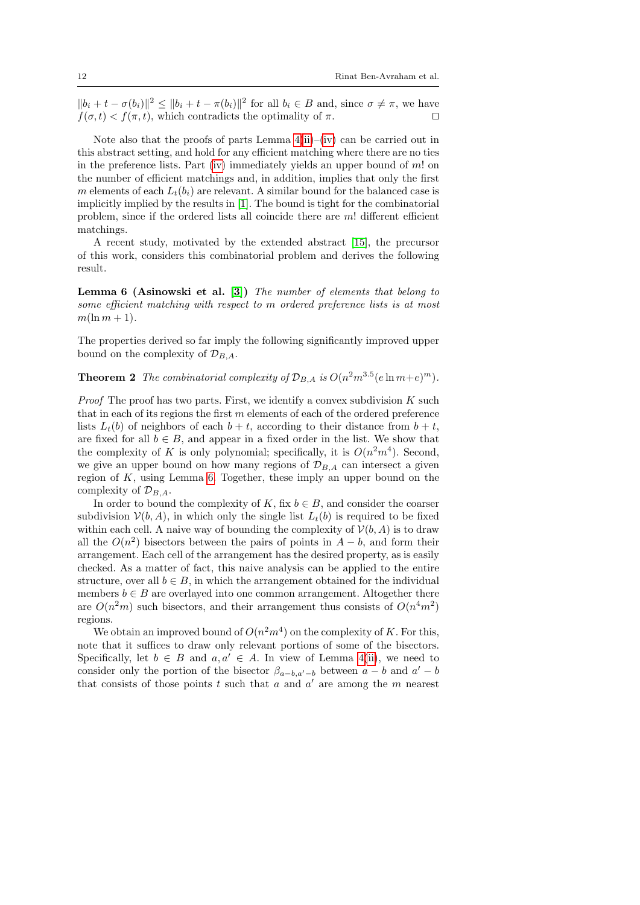$\|b_i + t - \sigma(b_i)\|^2 \le \|b_i + t - \pi(b_i)\|^2$ for all $b_i \in B$ and, since $\sigma \neq \pi$, we have $f(\sigma, t) < f(\pi, t)$, which contradicts the optimality of $\pi$. □

Note also that the proofs of parts Lemma 4(ii)–(iv) can be carried out in this abstract setting, and hold for any efficient matching where there are no ties in the preference lists. Part (iv) immediately yields an upper bound of $m!$ on the number of efficient matchings and, in addition, implies that only the first $m$ elements of each $L_t(b_i)$ are relevant. A similar bound for the balanced case is implicitly implied by the results in [1]. The bound is tight for the combinatorial problem, since if the ordered lists all coincide there are $m!$ different efficient matchings.

A recent study, motivated by the extended abstract [15], the precursor of this work, considers this combinatorial problem and derives the following result.

**Lemma 6 (Asinowski et al. [3])** *The number of elements that belong to some efficient matching with respect to $m$ ordered preference lists is at most $m(\ln m + 1)$.*

The properties derived so far imply the following significantly improved upper bound on the complexity of $\mathcal{D}_{B,A}$.

**Theorem 2** *The combinatorial complexity of $\mathcal{D}_{B,A}$ is $O(n^2 m^{3.5}(e \ln m + e)^m)$.*

*Proof* The proof has two parts. First, we identify a convex subdivision $K$ such that in each of its regions the first $m$ elements of each of the ordered preference lists $L_t(b)$ of neighbors of each $b + t$, according to their distance from $b + t$, are fixed for all $b \in B$, and appear in a fixed order in the list. We show that the complexity of $K$ is only polynomial; specifically, it is $O(n^2 m^4)$. Second, we give an upper bound on how many regions of $\mathcal{D}_{B,A}$ can intersect a given region of $K$, using Lemma 6. Together, these imply an upper bound on the complexity of $\mathcal{D}_{B,A}$.

In order to bound the complexity of $K$, fix $b \in B$, and consider the coarser subdivision $\mathcal{V}(b, A)$, in which only the single list $L_t(b)$ is required to be fixed within each cell. A naive way of bounding the complexity of $\mathcal{V}(b, A)$ is to draw all the $O(n^2)$ bisectors between the pairs of points in $A - b$, and form their arrangement. Each cell of the arrangement has the desired property, as is easily checked. As a matter of fact, this naive analysis can be applied to the entire structure, over all $b \in B$, in which the arrangement obtained for the individual members $b \in B$ are overlayed into one common arrangement. Altogether there are $O(n^2 m)$ such bisectors, and their arrangement thus consists of $O(n^4 m^2)$ regions.

We obtain an improved bound of $O(n^2 m^4)$ on the complexity of $K$. For this, note that it suffices to draw only relevant portions of some of the bisectors. Specifically, let $b \in B$ and $a, a' \in A$. In view of Lemma 4(ii), we need to consider only the portion of the bisector $\beta_{a-b,a'-b}$ between $a - b$ and $a' - b$ that consists of those points $t$ such that $a$ and $a'$ are among the $m$ nearest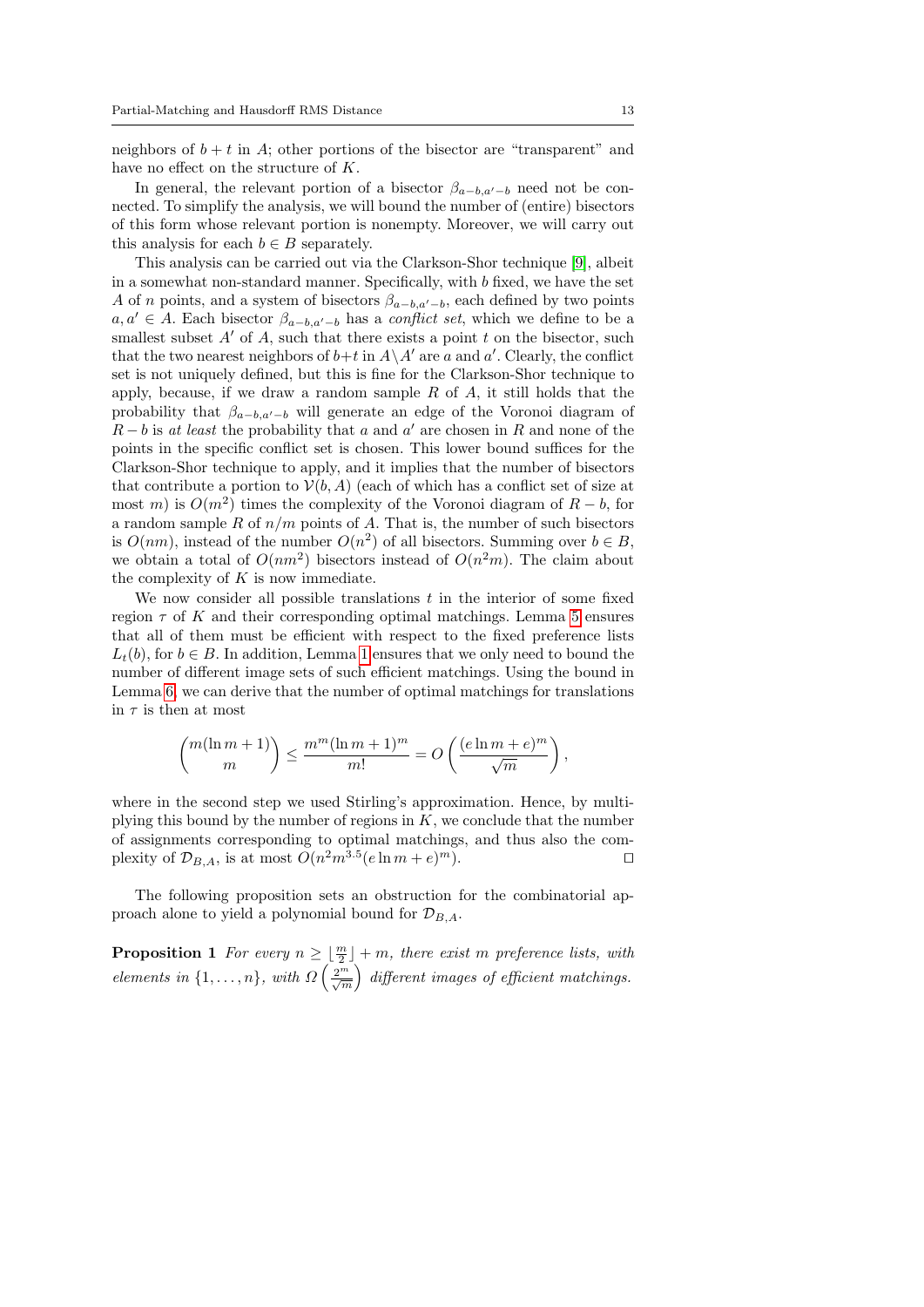neighbors of $b + t$ in $A$; other portions of the bisector are "transparent" and have no effect on the structure of $K$.

In general, the relevant portion of a bisector $\beta_{a-b,a'-b}$ need not be connected. To simplify the analysis, we will bound the number of (entire) bisectors of this form whose relevant portion is nonempty. Moreover, we will carry out this analysis for each $b \in B$ separately.

This analysis can be carried out via the Clarkson-Shor technique [9], albeit in a somewhat non-standard manner. Specifically, with $b$ fixed, we have the set $A$ of $n$ points, and a system of bisectors $\beta_{a-b,a'-b}$, each defined by two points $a, a' \in A$. Each bisector $\beta_{a-b,a'-b}$ has a *conflict set*, which we define to be a smallest subset $A'$ of $A$, such that there exists a point $t$ on the bisector, such that the two nearest neighbors of $b+t$ in $A \setminus A'$ are $a$ and $a'$. Clearly, the conflict set is not uniquely defined, but this is fine for the Clarkson-Shor technique to apply, because, if we draw a random sample $R$ of $A$, it still holds that the probability that $\beta_{a-b,a'-b}$ will generate an edge of the Voronoi diagram of $R - b$ is *at least* the probability that $a$ and $a'$ are chosen in $R$ and none of the points in the specific conflict set is chosen. This lower bound suffices for the Clarkson-Shor technique to apply, and it implies that the number of bisectors that contribute a portion to $\mathcal{V}(b, A)$ (each of which has a conflict set of size at most $m$) is $O(m^2)$ times the complexity of the Voronoi diagram of $R - b$, for a random sample $R$ of $n/m$ points of $A$. That is, the number of such bisectors is $O(nm)$, instead of the number $O(n^2)$ of all bisectors. Summing over $b \in B$, we obtain a total of $O(nm^2)$ bisectors instead of $O(n^2m)$. The claim about the complexity of $K$ is now immediate.

We now consider all possible translations $t$ in the interior of some fixed region $\tau$ of $K$ and their corresponding optimal matchings. Lemma 5 ensures that all of them must be efficient with respect to the fixed preference lists $L_t(b)$, for $b \in B$. In addition, Lemma 1 ensures that we only need to bound the number of different image sets of such efficient matchings. Using the bound in Lemma 6, we can derive that the number of optimal matchings for translations in $\tau$ is then at most

$$\binom{m(\ln m + 1)}{m} \leq \frac{m^m(\ln m + 1)^m}{m!} = O\left(\frac{(e\ln m + e)^m}{\sqrt{m}}\right),$$

where in the second step we used Stirling's approximation. Hence, by multiplying this bound by the number of regions in $K$, we conclude that the number of assignments corresponding to optimal matchings, and thus also the complexity of $\mathcal{D}_{B,A}$, is at most $O(n^2m^{3.5}(e\ln m + e)^m)$. $\square$

The following proposition sets an obstruction for the combinatorial approach alone to yield a polynomial bound for $\mathcal{D}_{B,A}$.

**Proposition 1** *For every $n \geq \lfloor \frac{m}{2} \rfloor + m$, there exist $m$ preference lists, with elements in $\{1, \ldots, n\}$, with $\Omega\left(\frac{2^m}{\sqrt{m}}\right)$ different images of efficient matchings.*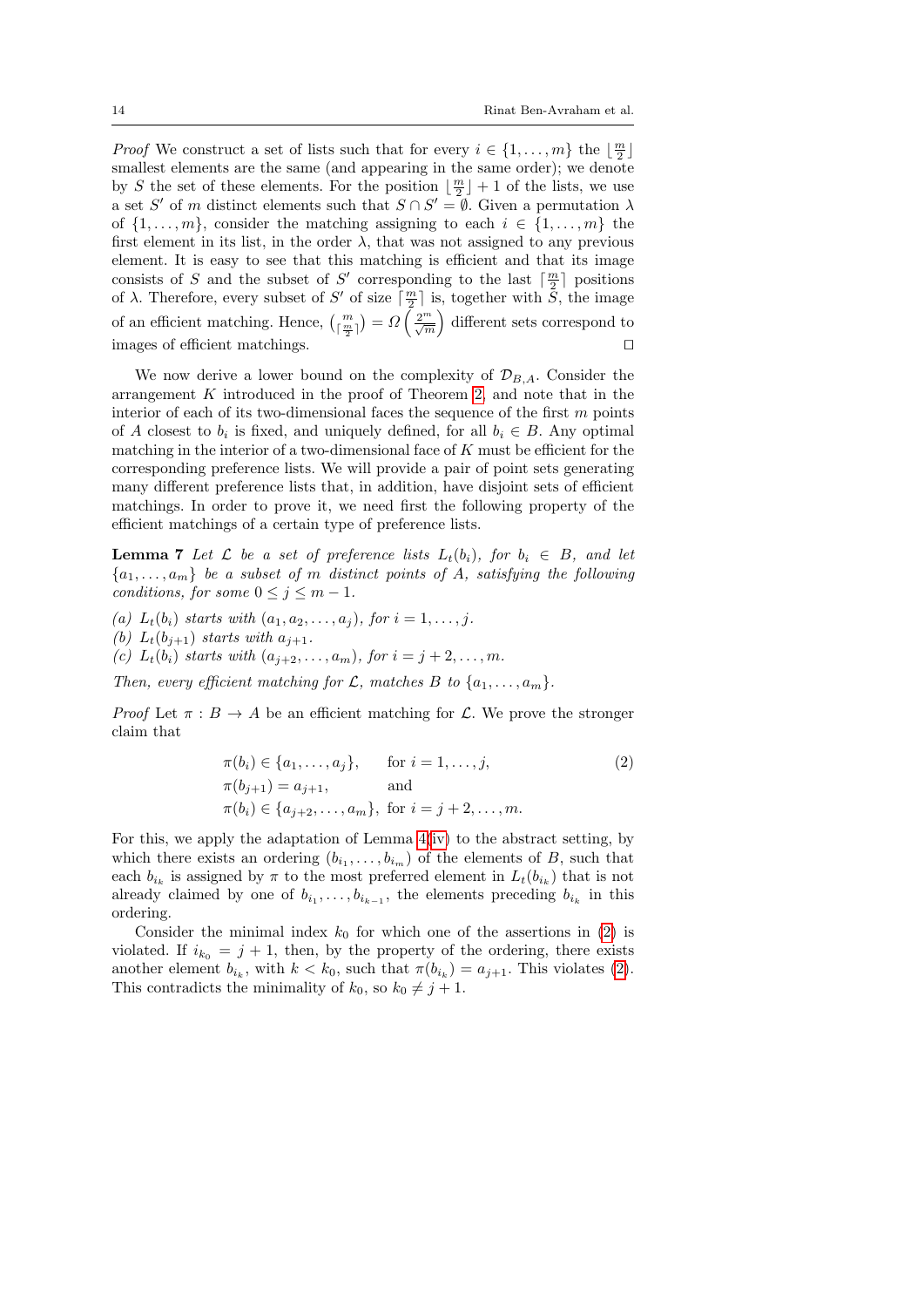*Proof* We construct a set of lists such that for every $i \in \{1, \ldots, m\}$ the $\lfloor \frac{m}{2} \rfloor$ smallest elements are the same (and appearing in the same order); we denote by $S$ the set of these elements. For the position $\lfloor \frac{m}{2} \rfloor + 1$ of the lists, we use a set $S'$ of $m$ distinct elements such that $S \cap S' = \emptyset$. Given a permutation $\lambda$ of $\{1, \ldots, m\}$, consider the matching assigning to each $i \in \{1, \ldots, m\}$ the first element in its list, in the order $\lambda$, that was not assigned to any previous element. It is easy to see that this matching is efficient and that its image consists of $S$ and the subset of $S'$ corresponding to the last $\lceil \frac{m}{2} \rceil$ positions of $\lambda$. Therefore, every subset of $S'$ of size $\lceil \frac{m}{2} \rceil$ is, together with $S$, the image of an efficient matching. Hence, $\binom{m}{\lceil \frac{m}{2} \rceil} = \Omega\left(\frac{2^m}{\sqrt{m}}\right)$ different sets correspond to images of efficient matchings. □

We now derive a lower bound on the complexity of $\mathcal{D}_{B,A}$. Consider the arrangement $K$ introduced in the proof of Theorem 2, and note that in the interior of each of its two-dimensional faces the sequence of the first $m$ points of $A$ closest to $b_i$ is fixed, and uniquely defined, for all $b_i \in B$. Any optimal matching in the interior of a two-dimensional face of $K$ must be efficient for the corresponding preference lists. We will provide a pair of point sets generating many different preference lists that, in addition, have disjoint sets of efficient matchings. In order to prove it, we need first the following property of the efficient matchings of a certain type of preference lists.

**Lemma 7** *Let $\mathcal{L}$ be a set of preference lists $L_t(b_i)$, for $b_i \in B$, and let $\{a_1, \ldots, a_m\}$ be a subset of $m$ distinct points of $A$, satisfying the following conditions, for some $0 \le j \le m-1$.*

*(a) $L_t(b_i)$ starts with $(a_1, a_2, \ldots, a_j)$, for $i = 1, \ldots, j$.*
*(b) $L_t(b_{j+1})$ starts with $a_{j+1}$.*
*(c) $L_t(b_i)$ starts with $(a_{j+2}, \ldots, a_m)$, for $i = j+2, \ldots, m$.*

*Then, every efficient matching for $\mathcal{L}$, matches $B$ to $\{a_1, \ldots, a_m\}$.*

*Proof* Let $\pi : B \to A$ be an efficient matching for $\mathcal{L}$. We prove the stronger claim that

$$
\begin{aligned}
&\pi(b_i) \in \{a_1, \ldots, a_j\}, && \text{for } i = 1, \ldots, j, \\
&\pi(b_{j+1}) = a_{j+1}, && \text{and} \\
&\pi(b_i) \in \{a_{j+2}, \ldots, a_m\}, && \text{for } i = j+2, \ldots, m.
\end{aligned}
\tag{2}
$$

For this, we apply the adaptation of Lemma 4(iv) to the abstract setting, by which there exists an ordering $(b_{i_1}, \ldots, b_{i_m})$ of the elements of $B$, such that each $b_{i_k}$ is assigned by $\pi$ to the most preferred element in $L_t(b_{i_k})$ that is not already claimed by one of $b_{i_1}, \ldots, b_{i_{k-1}}$, the elements preceding $b_{i_k}$ in this ordering.

Consider the minimal index $k_0$ for which one of the assertions in (2) is violated. If $i_{k_0} = j+1$, then, by the property of the ordering, there exists another element $b_{i_k}$, with $k < k_0$, such that $\pi(b_{i_k}) = a_{j+1}$. This violates (2). This contradicts the minimality of $k_0$, so $k_0 \neq j+1$.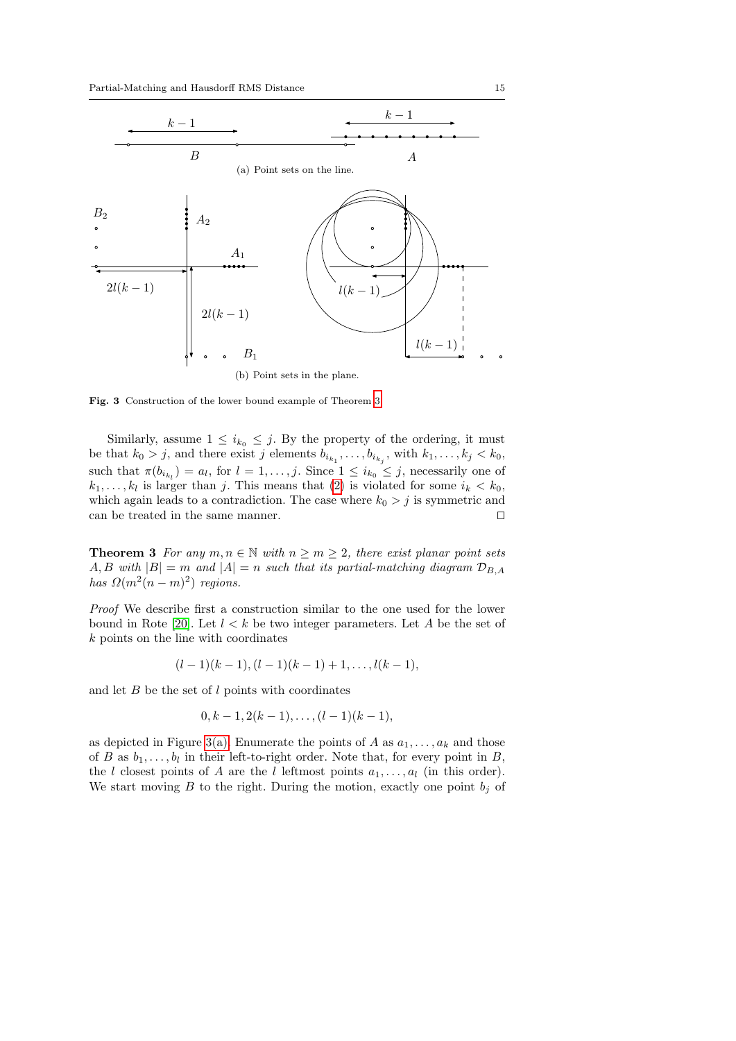(a) Point sets on the line.

(b) Point sets in the plane.

**Fig. 3** Construction of the lower bound example of Theorem 3

Similarly, assume $1 \le i_{k_0} \le j$. By the property of the ordering, it must be that $k_0 > j$, and there exist $j$ elements $b_{i_{k_1}}, \ldots, b_{i_{k_j}}$, with $k_1, \ldots, k_j < k_0$, such that $\pi(b_{i_{k_l}}) = a_l$, for $l = 1, \ldots, j$. Since $1 \le i_{k_0} \le j$, necessarily one of $k_1, \ldots, k_l$ is larger than $j$. This means that (2) is violated for some $i_k < k_0$, which again leads to a contradiction. The case where $k_0 > j$ is symmetric and can be treated in the same manner. □

**Theorem 3** *For any $m, n \in \mathbb{N}$ with $n \ge m \ge 2$, there exist planar point sets $A, B$ with $|B| = m$ and $|A| = n$ such that its partial-matching diagram $\mathcal{D}_{B,A}$ has $\Omega(m^2(n-m)^2)$ regions.*

*Proof* We describe first a construction similar to the one used for the lower bound in Rote [20]. Let $l < k$ be two integer parameters. Let $A$ be the set of $k$ points on the line with coordinates

$$(l-1)(k-1), (l-1)(k-1)+1, \ldots, l(k-1),$$

and let $B$ be the set of $l$ points with coordinates

$$0, k-1, 2(k-1), \ldots, (l-1)(k-1),$$

as depicted in Figure 3(a). Enumerate the points of $A$ as $a_1, \ldots, a_k$ and those of $B$ as $b_1, \ldots, b_l$ in their left-to-right order. Note that, for every point in $B$, the $l$ closest points of $A$ are the $l$ leftmost points $a_1, \ldots, a_l$ (in this order). We start moving $B$ to the right. During the motion, exactly one point $b_j$ of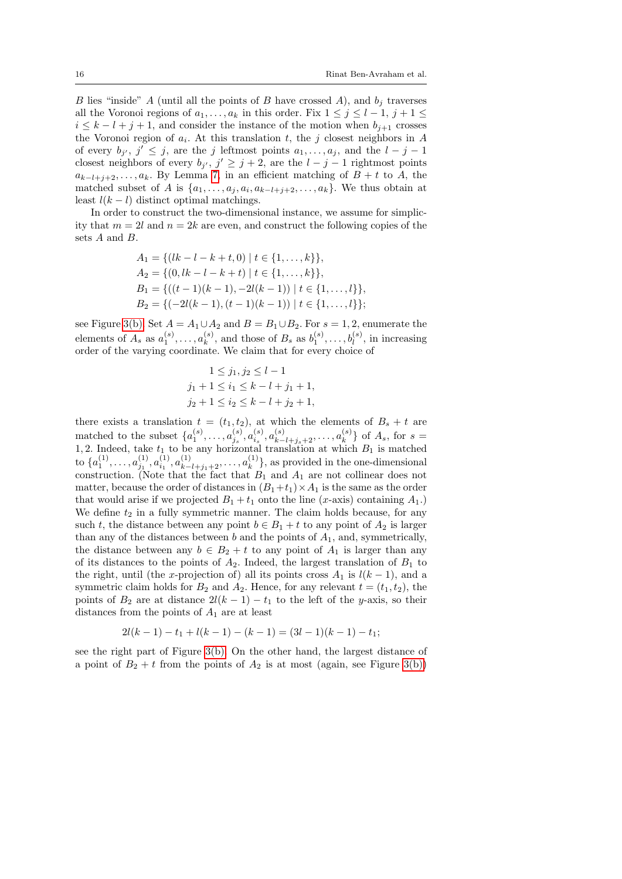$B$ lies "inside" $A$ (until all the points of $B$ have crossed $A$), and $b_j$ traverses all the Voronoi regions of $a_1, \ldots, a_k$ in this order. Fix $1 \le j \le l-1$, $j+1 \le i \le k-l+j+1$, and consider the instance of the motion when $b_{j+1}$ crosses the Voronoi region of $a_i$. At this translation $t$, the $j$ closest neighbors in $A$ of every $b_{j'}$, $j' \le j$, are the $j$ leftmost points $a_1, \ldots, a_j$, and the $l-j-1$ closest neighbors of every $b_{j'}$, $j' \ge j+2$, are the $l-j-1$ rightmost points $a_{k-l+j+2}, \ldots, a_k$. By Lemma 7, in an efficient matching of $B+t$ to $A$, the matched subset of $A$ is $\{a_1, \ldots, a_j, a_i, a_{k-l+j+2}, \ldots, a_k\}$. We thus obtain at least $l(k-l)$ distinct optimal matchings.

In order to construct the two-dimensional instance, we assume for simplicity that $m = 2l$ and $n = 2k$ are even, and construct the following copies of the sets $A$ and $B$.

$$
\begin{aligned}
A_1 &= \{(lk - l - k + t, 0) \mid t \in \{1, \ldots, k\}\},\\
A_2 &= \{(0, lk - l - k + t) \mid t \in \{1, \ldots, k\}\},\\
B_1 &= \{((t-1)(k-1), -2l(k-1)) \mid t \in \{1, \ldots, l\}\},\\
B_2 &= \{(-2l(k-1), (t-1)(k-1)) \mid t \in \{1, \ldots, l\}\};
\end{aligned}
$$

see Figure 3(b). Set $A = A_1 \cup A_2$ and $B = B_1 \cup B_2$. For $s = 1, 2$, enumerate the elements of $A_s$ as $a_1^{(s)}, \ldots, a_k^{(s)}$, and those of $B_s$ as $b_1^{(s)}, \ldots, b_l^{(s)}$, in increasing order of the varying coordinate. We claim that for every choice of

$$
\begin{aligned}
&1 \le j_1, j_2 \le l-1\\
&j_1 + 1 \le i_1 \le k - l + j_1 + 1,\\
&j_2 + 1 \le i_2 \le k - l + j_2 + 1,
\end{aligned}
$$

there exists a translation $t = (t_1, t_2)$, at which the elements of $B_s + t$ are matched to the subset $\{a_1^{(s)}, \ldots, a_{j_s}^{(s)}, a_{i_s}^{(s)}, a_{k-l+j_s+2}^{(s)}, \ldots, a_k^{(s)}\}$ of $A_s$, for $s = 1, 2$. Indeed, take $t_1$ to be any horizontal translation at which $B_1$ is matched to $\{a_1^{(1)}, \ldots, a_{j_1}^{(1)}, a_{i_1}^{(1)}, a_{k-l+j_1+2}^{(1)}, \ldots, a_k^{(1)}\}$, as provided in the one-dimensional construction. (Note that the fact that $B_1$ and $A_1$ are not collinear does not matter, because the order of distances in $(B_1 + t_1) \times A_1$ is the same as the order that would arise if we projected $B_1 + t_1$ onto the line ($x$-axis) containing $A_1$.) We define $t_2$ in a fully symmetric manner. The claim holds because, for any such $t$, the distance between any point $b \in B_1 + t$ to any point of $A_2$ is larger than any of the distances between $b$ and the points of $A_1$, and, symmetrically, the distance between any $b \in B_2 + t$ to any point of $A_1$ is larger than any of its distances to the points of $A_2$. Indeed, the largest translation of $B_1$ to the right, until (the $x$-projection of) all its points cross $A_1$ is $l(k-1)$, and a symmetric claim holds for $B_2$ and $A_2$. Hence, for any relevant $t = (t_1, t_2)$, the points of $B_2$ are at distance $2l(k-1) - t_1$ to the left of the $y$-axis, so their distances from the points of $A_1$ are at least

$$
2l(k-1) - t_1 + l(k-1) - (k-1) = (3l-1)(k-1) - t_1;
$$

see the right part of Figure 3(b). On the other hand, the largest distance of a point of $B_2 + t$ from the points of $A_2$ is at most (again, see Figure 3(b))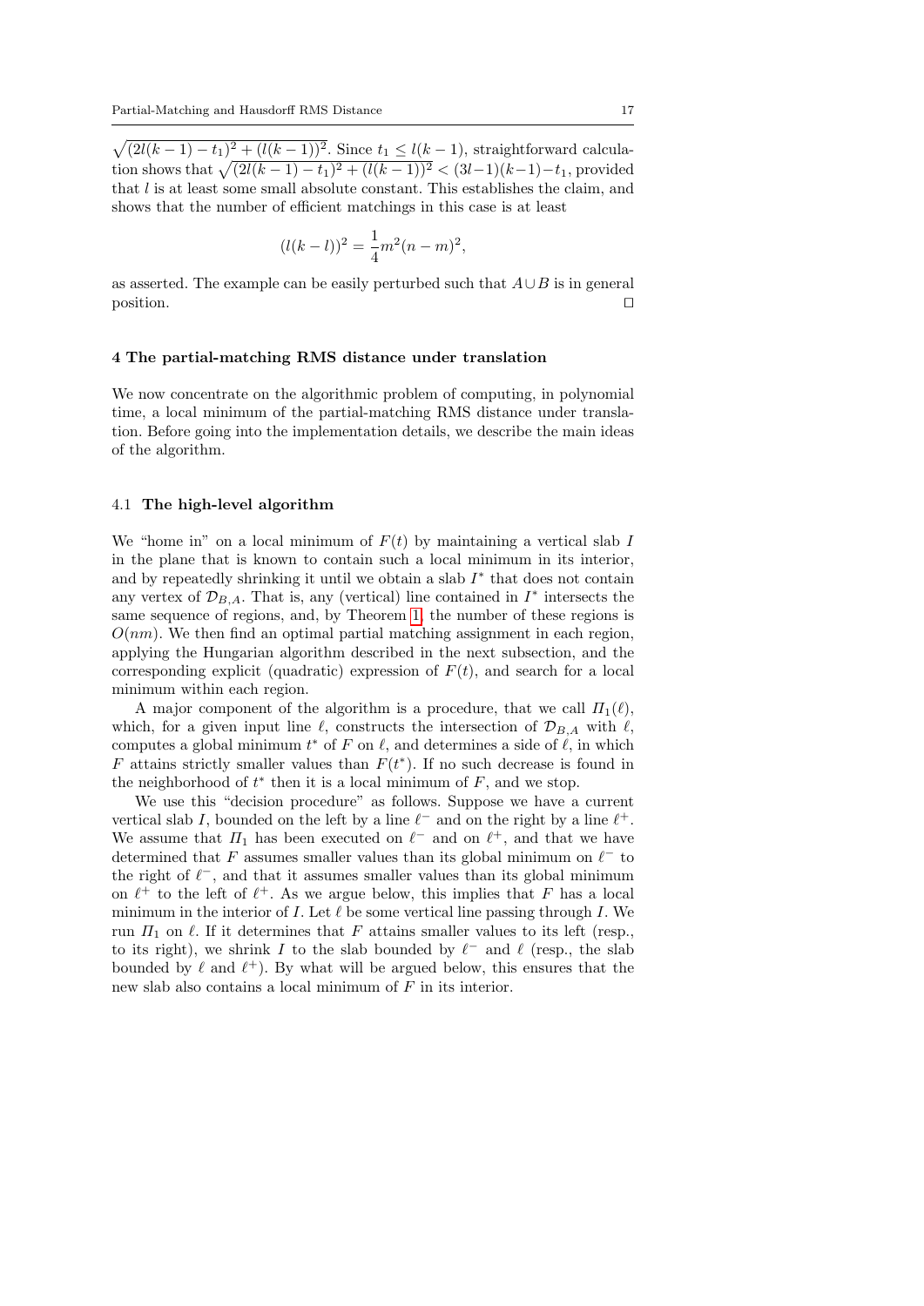$\sqrt{(2l(k-1)-t_1)^2+(l(k-1))^2}$. Since $t_1 \le l(k-1)$, straightforward calculation shows that $\sqrt{(2l(k-1)-t_1)^2+(l(k-1))^2} < (3l-1)(k-1)-t_1$, provided that $l$ is at least some small absolute constant. This establishes the claim, and shows that the number of efficient matchings in this case is at least

$$(l(k-l))^2 = \frac{1}{4}m^2(n-m)^2,$$

as asserted. The example can be easily perturbed such that $A \cup B$ is in general position. □

## 4 The partial-matching RMS distance under translation

We now concentrate on the algorithmic problem of computing, in polynomial time, a local minimum of the partial-matching RMS distance under translation. Before going into the implementation details, we describe the main ideas of the algorithm.

### 4.1 The high-level algorithm

We "home in" on a local minimum of $F(t)$ by maintaining a vertical slab $I$ in the plane that is known to contain such a local minimum in its interior, and by repeatedly shrinking it until we obtain a slab $I^*$ that does not contain any vertex of $\mathcal{D}_{B,A}$. That is, any (vertical) line contained in $I^*$ intersects the same sequence of regions, and, by Theorem 1, the number of these regions is $O(nm)$. We then find an optimal partial matching assignment in each region, applying the Hungarian algorithm described in the next subsection, and the corresponding explicit (quadratic) expression of $F(t)$, and search for a local minimum within each region.

A major component of the algorithm is a procedure, that we call $\Pi_1(\ell)$, which, for a given input line $\ell$, constructs the intersection of $\mathcal{D}_{B,A}$ with $\ell$, computes a global minimum $t^*$ of $F$ on $\ell$, and determines a side of $\ell$, in which $F$ attains strictly smaller values than $F(t^*)$. If no such decrease is found in the neighborhood of $t^*$ then it is a local minimum of $F$, and we stop.

We use this "decision procedure" as follows. Suppose we have a current vertical slab $I$, bounded on the left by a line $\ell^-$ and on the right by a line $\ell^+$. We assume that $\Pi_1$ has been executed on $\ell^-$ and on $\ell^+$, and that we have determined that $F$ assumes smaller values than its global minimum on $\ell^-$ to the right of $\ell^-$, and that it assumes smaller values than its global minimum on $\ell^+$ to the left of $\ell^+$. As we argue below, this implies that $F$ has a local minimum in the interior of $I$. Let $\ell$ be some vertical line passing through $I$. We run $\Pi_1$ on $\ell$. If it determines that $F$ attains smaller values to its left (resp., to its right), we shrink $I$ to the slab bounded by $\ell^-$ and $\ell$ (resp., the slab bounded by $\ell$ and $\ell^+$). By what will be argued below, this ensures that the new slab also contains a local minimum of $F$ in its interior.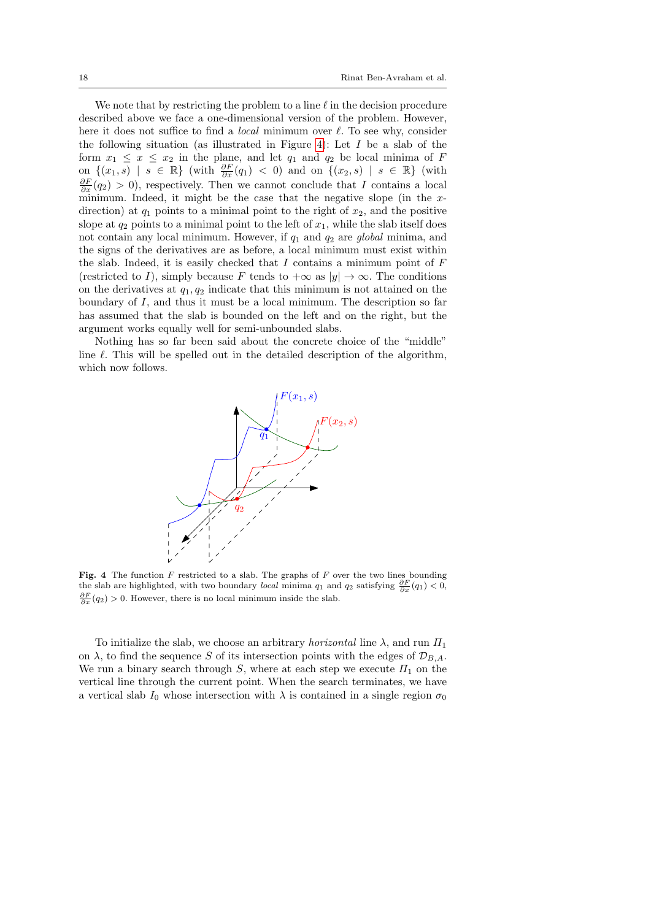We note that by restricting the problem to a line $\ell$ in the decision procedure described above we face a one-dimensional version of the problem. However, here it does not suffice to find a *local* minimum over $\ell$. To see why, consider the following situation (as illustrated in Figure 4): Let $I$ be a slab of the form $x_1 \le x \le x_2$ in the plane, and let $q_1$ and $q_2$ be local minima of $F$ on $\{(x_1, s) \mid s \in \mathbb{R}\}$ (with $\frac{\partial F}{\partial x}(q_1) < 0$) and on $\{(x_2, s) \mid s \in \mathbb{R}\}$ (with $\frac{\partial F}{\partial x}(q_2) > 0$), respectively. Then we cannot conclude that $I$ contains a local minimum. Indeed, it might be the case that the negative slope (in the $x$-direction) at $q_1$ points to a minimal point to the right of $x_2$, and the positive slope at $q_2$ points to a minimal point to the left of $x_1$, while the slab itself does not contain any local minimum. However, if $q_1$ and $q_2$ are *global* minima, and the signs of the derivatives are as before, a local minimum must exist within the slab. Indeed, it is easily checked that $I$ contains a minimum point of $F$ (restricted to $I$), simply because $F$ tends to $+\infty$ as $|y| \to \infty$. The conditions on the derivatives at $q_1, q_2$ indicate that this minimum is not attained on the boundary of $I$, and thus it must be a local minimum. The description so far has assumed that the slab is bounded on the left and on the right, but the argument works equally well for semi-unbounded slabs.

Nothing has so far been said about the concrete choice of the "middle" line $\ell$. This will be spelled out in the detailed description of the algorithm, which now follows.

**Fig. 4** The function $F$ restricted to a slab. The graphs of $F$ over the two lines bounding the slab are highlighted, with two boundary *local* minima $q_1$ and $q_2$ satisfying $\frac{\partial F}{\partial x}(q_1) < 0$, $\frac{\partial F}{\partial x}(q_2) > 0$. However, there is no local minimum inside the slab.

To initialize the slab, we choose an arbitrary *horizontal* line $\lambda$, and run $\Pi_1$ on $\lambda$, to find the sequence $S$ of its intersection points with the edges of $\mathcal{D}_{B,A}$. We run a binary search through $S$, where at each step we execute $\Pi_1$ on the vertical line through the current point. When the search terminates, we have a vertical slab $I_0$ whose intersection with $\lambda$ is contained in a single region $\sigma_0$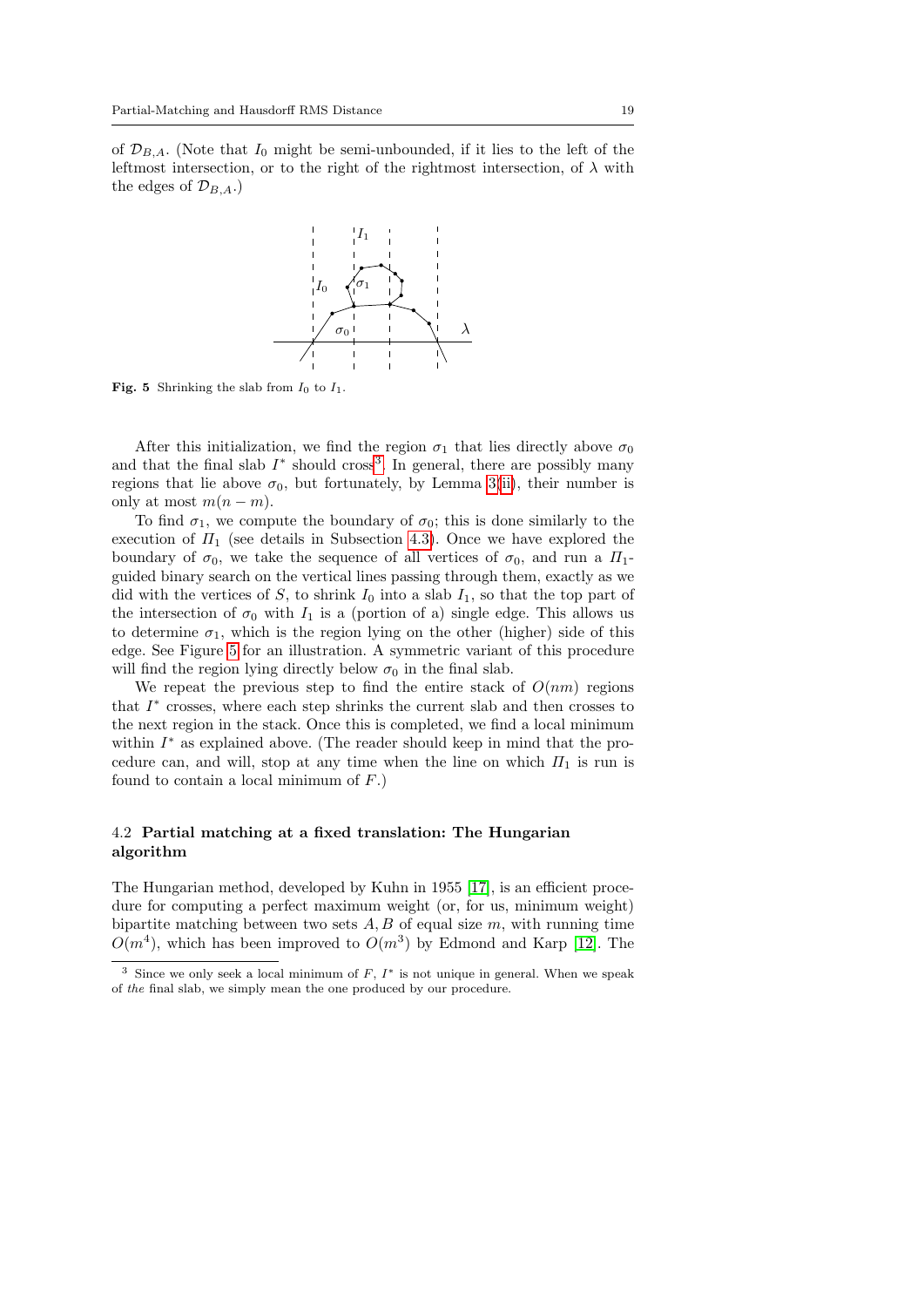of $\mathcal{D}_{B,A}$. (Note that $I_0$ might be semi-unbounded, if it lies to the left of the leftmost intersection, or to the right of the rightmost intersection, of $\lambda$ with the edges of $\mathcal{D}_{B,A}$.)

**Fig. 5** Shrinking the slab from $I_0$ to $I_1$.

After this initialization, we find the region $\sigma_1$ that lies directly above $\sigma_0$ and that the final slab $I^*$ should cross[3]. In general, there are possibly many regions that lie above $\sigma_0$, but fortunately, by Lemma 3(ii), their number is only at most $m(n-m)$.

To find $\sigma_1$, we compute the boundary of $\sigma_0$; this is done similarly to the execution of $\Pi_1$ (see details in Subsection 4.3). Once we have explored the boundary of $\sigma_0$, we take the sequence of all vertices of $\sigma_0$, and run a $\Pi_1$-guided binary search on the vertical lines passing through them, exactly as we did with the vertices of $S$, to shrink $I_0$ into a slab $I_1$, so that the top part of the intersection of $\sigma_0$ with $I_1$ is a (portion of a) single edge. This allows us to determine $\sigma_1$, which is the region lying on the other (higher) side of this edge. See Figure 5 for an illustration. A symmetric variant of this procedure will find the region lying directly below $\sigma_0$ in the final slab.

We repeat the previous step to find the entire stack of $O(nm)$ regions that $I^*$ crosses, where each step shrinks the current slab and then crosses to the next region in the stack. Once this is completed, we find a local minimum within $I^*$ as explained above. (The reader should keep in mind that the procedure can, and will, stop at any time when the line on which $\Pi_1$ is run is found to contain a local minimum of $F$.)

### 4.2 Partial matching at a fixed translation: The Hungarian algorithm

The Hungarian method, developed by Kuhn in 1955 [17], is an efficient procedure for computing a perfect maximum weight (or, for us, minimum weight) bipartite matching between two sets $A, B$ of equal size $m$, with running time $O(m^4)$, which has been improved to $O(m^3)$ by Edmond and Karp [12]. The

[3] Since we only seek a local minimum of $F$, $I^*$ is not unique in general. When we speak of *the* final slab, we simply mean the one produced by our procedure.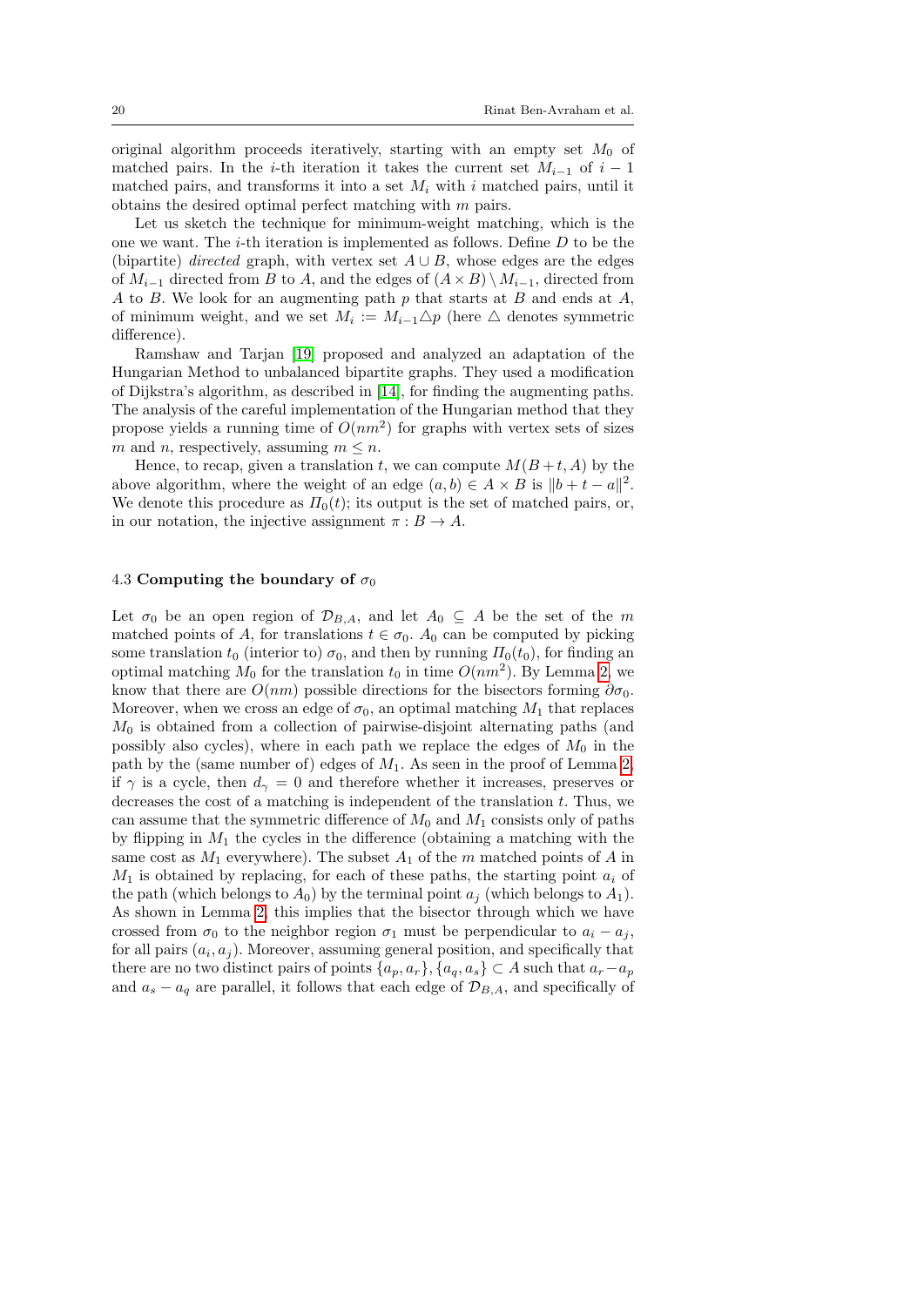original algorithm proceeds iteratively, starting with an empty set $M_0$ of matched pairs. In the $i$-th iteration it takes the current set $M_{i-1}$ of $i-1$ matched pairs, and transforms it into a set $M_i$ with $i$ matched pairs, until it obtains the desired optimal perfect matching with $m$ pairs.

Let us sketch the technique for minimum-weight matching, which is the one we want. The $i$-th iteration is implemented as follows. Define $D$ to be the (bipartite) *directed* graph, with vertex set $A \cup B$, whose edges are the edges of $M_{i-1}$ directed from $B$ to $A$, and the edges of $(A \times B) \setminus M_{i-1}$, directed from $A$ to $B$. We look for an augmenting path $p$ that starts at $B$ and ends at $A$, of minimum weight, and we set $M_i := M_{i-1} \triangle p$ (here $\triangle$ denotes symmetric difference).

Ramshaw and Tarjan [19] proposed and analyzed an adaptation of the Hungarian Method to unbalanced bipartite graphs. They used a modification of Dijkstra's algorithm, as described in [14], for finding the augmenting paths. The analysis of the careful implementation of the Hungarian method that they propose yields a running time of $O(nm^2)$ for graphs with vertex sets of sizes $m$ and $n$, respectively, assuming $m \leq n$.

Hence, to recap, given a translation $t$, we can compute $M(B+t, A)$ by the above algorithm, where the weight of an edge $(a,b) \in A \times B$ is $\|b+t-a\|^2$. We denote this procedure as $\Pi_0(t)$; its output is the set of matched pairs, or, in our notation, the injective assignment $\pi : B \to A$.

### 4.3 Computing the boundary of $\sigma_0$

Let $\sigma_0$ be an open region of $\mathcal{D}_{B,A}$, and let $A_0 \subseteq A$ be the set of the $m$ matched points of $A$, for translations $t \in \sigma_0$. $A_0$ can be computed by picking some translation $t_0$ (interior to) $\sigma_0$, and then by running $\Pi_0(t_0)$, for finding an optimal matching $M_0$ for the translation $t_0$ in time $O(nm^2)$. By Lemma 2, we know that there are $O(nm)$ possible directions for the bisectors forming $\partial\sigma_0$. Moreover, when we cross an edge of $\sigma_0$, an optimal matching $M_1$ that replaces $M_0$ is obtained from a collection of pairwise-disjoint alternating paths (and possibly also cycles), where in each path we replace the edges of $M_0$ in the path by the (same number of) edges of $M_1$. As seen in the proof of Lemma 2, if $\gamma$ is a cycle, then $d_\gamma = 0$ and therefore whether it increases, preserves or decreases the cost of a matching is independent of the translation $t$. Thus, we can assume that the symmetric difference of $M_0$ and $M_1$ consists only of paths by flipping in $M_1$ the cycles in the difference (obtaining a matching with the same cost as $M_1$ everywhere). The subset $A_1$ of the $m$ matched points of $A$ in $M_1$ is obtained by replacing, for each of these paths, the starting point $a_i$ of the path (which belongs to $A_0$) by the terminal point $a_j$ (which belongs to $A_1$). As shown in Lemma 2, this implies that the bisector through which we have crossed from $\sigma_0$ to the neighbor region $\sigma_1$ must be perpendicular to $a_i - a_j$, for all pairs $(a_i, a_j)$. Moreover, assuming general position, and specifically that there are no two distinct pairs of points $\{a_p, a_r\}, \{a_q, a_s\} \subset A$ such that $a_r - a_p$ and $a_s - a_q$ are parallel, it follows that each edge of $\mathcal{D}_{B,A}$, and specifically of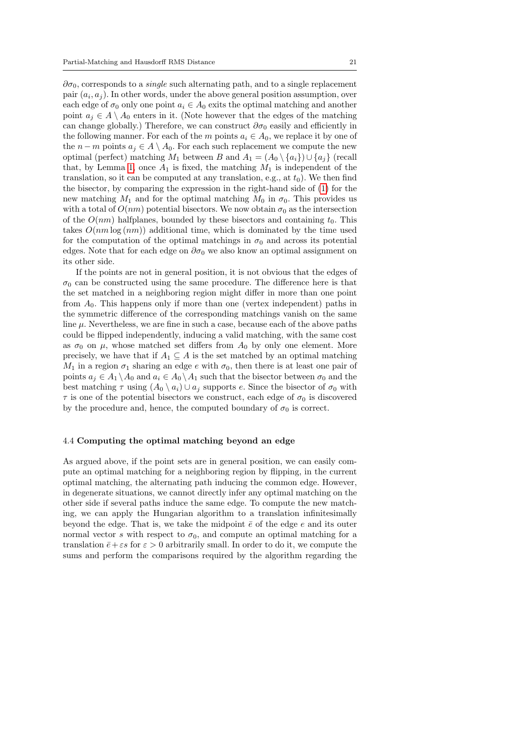$\partial\sigma_0$, corresponds to a *single* such alternating path, and to a single replacement pair $(a_i, a_j)$. In other words, under the above general position assumption, over each edge of $\sigma_0$ only one point $a_i \in A_0$ exits the optimal matching and another point $a_j \in A \setminus A_0$ enters in it. (Note however that the edges of the matching can change globally.) Therefore, we can construct $\partial\sigma_0$ easily and efficiently in the following manner. For each of the $m$ points $a_i \in A_0$, we replace it by one of the $n - m$ points $a_j \in A \setminus A_0$. For each such replacement we compute the new optimal (perfect) matching $M_1$ between $B$ and $A_1 = (A_0 \setminus \{a_i\}) \cup \{a_j\}$ (recall that, by Lemma 1, once $A_1$ is fixed, the matching $M_1$ is independent of the translation, so it can be computed at any translation, e.g., at $t_0$). We then find the bisector, by comparing the expression in the right-hand side of (1) for the new matching $M_1$ and for the optimal matching $M_0$ in $\sigma_0$. This provides us with a total of $O(nm)$ potential bisectors. We now obtain $\sigma_0$ as the intersection of the $O(nm)$ halfplanes, bounded by these bisectors and containing $t_0$. This takes $O(nm \log(nm))$ additional time, which is dominated by the time used for the computation of the optimal matchings in $\sigma_0$ and across its potential edges. Note that for each edge on $\partial\sigma_0$ we also know an optimal assignment on its other side.

If the points are not in general position, it is not obvious that the edges of $\sigma_0$ can be constructed using the same procedure. The difference here is that the set matched in a neighboring region might differ in more than one point from $A_0$. This happens only if more than one (vertex independent) paths in the symmetric difference of the corresponding matchings vanish on the same line $\mu$. Nevertheless, we are fine in such a case, because each of the above paths could be flipped independently, inducing a valid matching, with the same cost as $\sigma_0$ on $\mu$, whose matched set differs from $A_0$ by only one element. More precisely, we have that if $A_1 \subseteq A$ is the set matched by an optimal matching $M_1$ in a region $\sigma_1$ sharing an edge $e$ with $\sigma_0$, then there is at least one pair of points $a_j \in A_1 \setminus A_0$ and $a_i \in A_0 \setminus A_1$ such that the bisector between $\sigma_0$ and the best matching $\tau$ using $(A_0 \setminus a_i) \cup a_j$ supports $e$. Since the bisector of $\sigma_0$ with $\tau$ is one of the potential bisectors we construct, each edge of $\sigma_0$ is discovered by the procedure and, hence, the computed boundary of $\sigma_0$ is correct.

### 4.4 Computing the optimal matching beyond an edge

As argued above, if the point sets are in general position, we can easily compute an optimal matching for a neighboring region by flipping, in the current optimal matching, the alternating path inducing the common edge. However, in degenerate situations, we cannot directly infer any optimal matching on the other side if several paths induce the same edge. To compute the new matching, we can apply the Hungarian algorithm to a translation infinitesimally beyond the edge. That is, we take the midpoint $\bar{e}$ of the edge $e$ and its outer normal vector $s$ with respect to $\sigma_0$, and compute an optimal matching for a translation $\bar{e} + \varepsilon s$ for $\varepsilon > 0$ arbitrarily small. In order to do it, we compute the sums and perform the comparisons required by the algorithm regarding the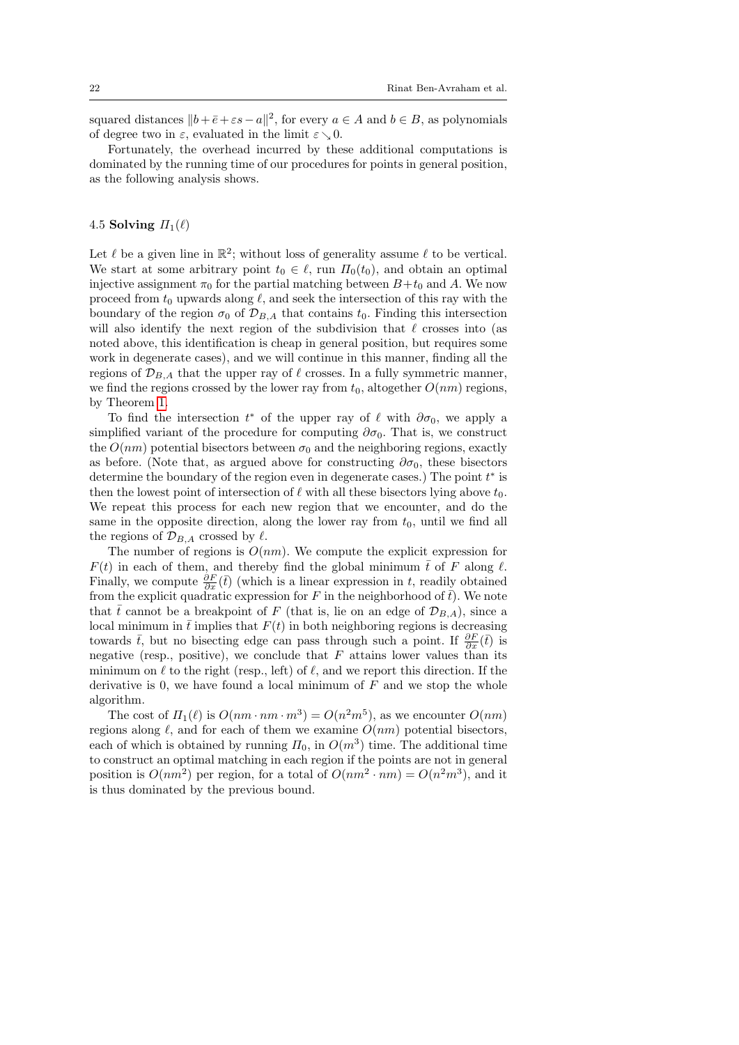squared distances $\|b + \bar{e} + \varepsilon s - a\|^2$, for every $a \in A$ and $b \in B$, as polynomials of degree two in $\varepsilon$, evaluated in the limit $\varepsilon \searrow 0$.

Fortunately, the overhead incurred by these additional computations is dominated by the running time of our procedures for points in general position, as the following analysis shows.

### 4.5 Solving $\Pi_1(\ell)$

Let $\ell$ be a given line in $\mathbb{R}^2$; without loss of generality assume $\ell$ to be vertical. We start at some arbitrary point $t_0 \in \ell$, run $\Pi_0(t_0)$, and obtain an optimal injective assignment $\pi_0$ for the partial matching between $B + t_0$ and $A$. We now proceed from $t_0$ upwards along $\ell$, and seek the intersection of this ray with the boundary of the region $\sigma_0$ of $\mathcal{D}_{B,A}$ that contains $t_0$. Finding this intersection will also identify the next region of the subdivision that $\ell$ crosses into (as noted above, this identification is cheap in general position, but requires some work in degenerate cases), and we will continue in this manner, finding all the regions of $\mathcal{D}_{B,A}$ that the upper ray of $\ell$ crosses. In a fully symmetric manner, we find the regions crossed by the lower ray from $t_0$, altogether $O(nm)$ regions, by Theorem 1.

To find the intersection $t^*$ of the upper ray of $\ell$ with $\partial\sigma_0$, we apply a simplified variant of the procedure for computing $\partial\sigma_0$. That is, we construct the $O(nm)$ potential bisectors between $\sigma_0$ and the neighboring regions, exactly as before. (Note that, as argued above for constructing $\partial\sigma_0$, these bisectors determine the boundary of the region even in degenerate cases.) The point $t^*$ is then the lowest point of intersection of $\ell$ with all these bisectors lying above $t_0$. We repeat this process for each new region that we encounter, and do the same in the opposite direction, along the lower ray from $t_0$, until we find all the regions of $\mathcal{D}_{B,A}$ crossed by $\ell$.

The number of regions is $O(nm)$. We compute the explicit expression for $F(t)$ in each of them, and thereby find the global minimum $\bar{t}$ of $F$ along $\ell$. Finally, we compute $\frac{\partial F}{\partial x}(\bar{t})$ (which is a linear expression in $t$, readily obtained from the explicit quadratic expression for $F$ in the neighborhood of $\bar{t}$). We note that $\bar{t}$ cannot be a breakpoint of $F$ (that is, lie on an edge of $\mathcal{D}_{B,A}$), since a local minimum in $\bar{t}$ implies that $F(t)$ in both neighboring regions is decreasing towards $\bar{t}$, but no bisecting edge can pass through such a point. If $\frac{\partial F}{\partial x}(\bar{t})$ is negative (resp., positive), we conclude that $F$ attains lower values than its minimum on $\ell$ to the right (resp., left) of $\ell$, and we report this direction. If the derivative is 0, we have found a local minimum of $F$ and we stop the whole algorithm.

The cost of $\Pi_1(\ell)$ is $O(nm \cdot nm \cdot m^3) = O(n^2m^5)$, as we encounter $O(nm)$ regions along $\ell$, and for each of them we examine $O(nm)$ potential bisectors, each of which is obtained by running $\Pi_0$, in $O(m^3)$ time. The additional time to construct an optimal matching in each region if the points are not in general position is $O(nm^2)$ per region, for a total of $O(nm^2 \cdot nm) = O(n^2m^3)$, and it is thus dominated by the previous bound.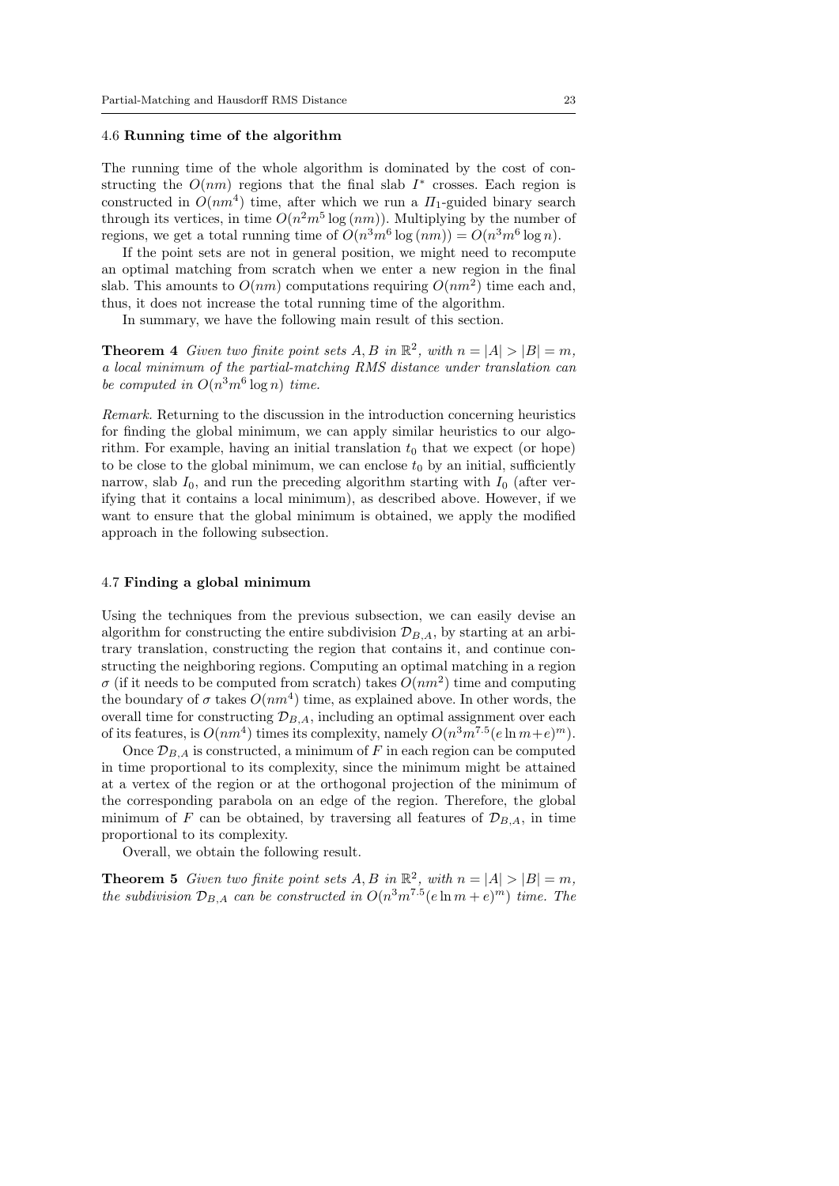### 4.6 Running time of the algorithm

The running time of the whole algorithm is dominated by the cost of constructing the $O(nm)$ regions that the final slab $I^*$ crosses. Each region is constructed in $O(nm^4)$ time, after which we run a $\Pi_1$-guided binary search through its vertices, in time $O(n^2m^5 \log(nm))$. Multiplying by the number of regions, we get a total running time of $O(n^3m^6 \log(nm)) = O(n^3m^6 \log n)$.

If the point sets are not in general position, we might need to recompute an optimal matching from scratch when we enter a new region in the final slab. This amounts to $O(nm)$ computations requiring $O(nm^2)$ time each and, thus, it does not increase the total running time of the algorithm.

In summary, we have the following main result of this section.

**Theorem 4** *Given two finite point sets $A, B$ in $\mathbb{R}^2$, with $n = |A| > |B| = m$, a local minimum of the partial-matching RMS distance under translation can be computed in $O(n^3m^6 \log n)$ time.*

*Remark.* Returning to the discussion in the introduction concerning heuristics for finding the global minimum, we can apply similar heuristics to our algorithm. For example, having an initial translation $t_0$ that we expect (or hope) to be close to the global minimum, we can enclose $t_0$ by an initial, sufficiently narrow, slab $I_0$, and run the preceding algorithm starting with $I_0$ (after verifying that it contains a local minimum), as described above. However, if we want to ensure that the global minimum is obtained, we apply the modified approach in the following subsection.

### 4.7 Finding a global minimum

Using the techniques from the previous subsection, we can easily devise an algorithm for constructing the entire subdivision $\mathcal{D}_{B,A}$, by starting at an arbitrary translation, constructing the region that contains it, and continue constructing the neighboring regions. Computing an optimal matching in a region $\sigma$ (if it needs to be computed from scratch) takes $O(nm^2)$ time and computing the boundary of $\sigma$ takes $O(nm^4)$ time, as explained above. In other words, the overall time for constructing $\mathcal{D}_{B,A}$, including an optimal assignment over each of its features, is $O(nm^4)$ times its complexity, namely $O(n^3m^{7.5}(e \ln m + e)^m)$.

Once $\mathcal{D}_{B,A}$ is constructed, a minimum of $F$ in each region can be computed in time proportional to its complexity, since the minimum might be attained at a vertex of the region or at the orthogonal projection of the minimum of the corresponding parabola on an edge of the region. Therefore, the global minimum of $F$ can be obtained, by traversing all features of $\mathcal{D}_{B,A}$, in time proportional to its complexity.

Overall, we obtain the following result.

**Theorem 5** *Given two finite point sets $A, B$ in $\mathbb{R}^2$, with $n = |A| > |B| = m$, the subdivision $\mathcal{D}_{B,A}$ can be constructed in $O(n^3m^{7.5}(e \ln m + e)^m)$ time. The*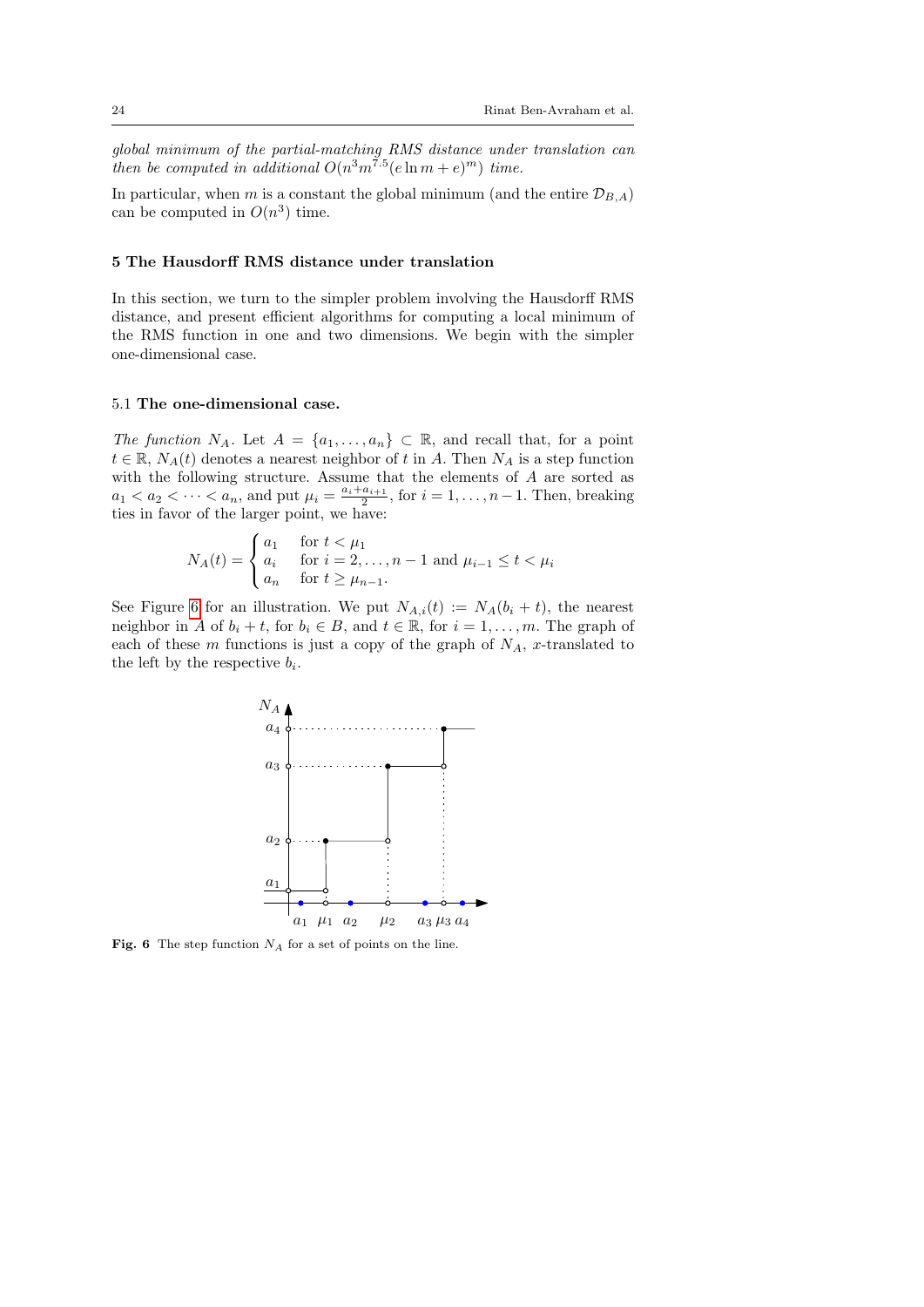*global minimum of the partial-matching RMS distance under translation can then be computed in additional $O(n^3 m^{7.5}(e \ln m + e)^m)$ time.*

In particular, when $m$ is a constant the global minimum (and the entire $\mathcal{D}_{B,A}$) can be computed in $O(n^3)$ time.

## 5 The Hausdorff RMS distance under translation

In this section, we turn to the simpler problem involving the Hausdorff RMS distance, and present efficient algorithms for computing a local minimum of the RMS function in one and two dimensions. We begin with the simpler one-dimensional case.

### 5.1 The one-dimensional case.

*The function $N_A$.* Let $A = \{a_1, \ldots, a_n\} \subset \mathbb{R}$, and recall that, for a point $t \in \mathbb{R}$, $N_A(t)$ denotes a nearest neighbor of $t$ in $A$. Then $N_A$ is a step function with the following structure. Assume that the elements of $A$ are sorted as $a_1 < a_2 < \cdots < a_n$, and put $\mu_i = \frac{a_i + a_{i+1}}{2}$, for $i = 1, \ldots, n-1$. Then, breaking ties in favor of the larger point, we have:

$$N_A(t) = \begin{cases} a_1 & \text{for } t < \mu_1 \\ a_i & \text{for } i = 2, \ldots, n-1 \text{ and } \mu_{i-1} \le t < \mu_i \\ a_n & \text{for } t \ge \mu_{n-1}. \end{cases}$$

See Figure 6 for an illustration. We put $N_{A,i}(t) := N_A(b_i + t)$, the nearest neighbor in $A$ of $b_i + t$, for $b_i \in B$, and $t \in \mathbb{R}$, for $i = 1, \ldots, m$. The graph of each of these $m$ functions is just a copy of the graph of $N_A$, $x$-translated to the left by the respective $b_i$.

**Fig. 6** The step function $N_A$ for a set of points on the line.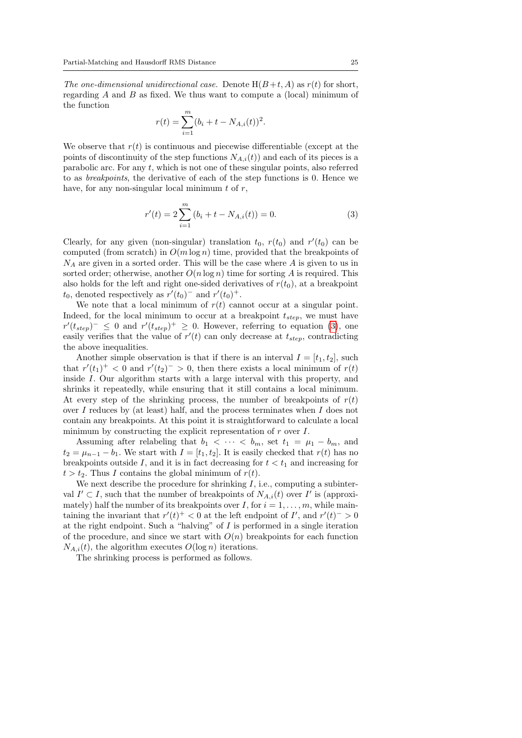*The one-dimensional unidirectional case.* Denote $\mathrm{H}(B+t, A)$ as $r(t)$ for short, regarding $A$ and $B$ as fixed. We thus want to compute a (local) minimum of the function

$$r(t) = \sum_{i=1}^{m} (b_i + t - N_{A,i}(t))^2.$$

We observe that $r(t)$ is continuous and piecewise differentiable (except at the points of discontinuity of the step functions $N_{A,i}(t)$) and each of its pieces is a parabolic arc. For any $t$, which is not one of these singular points, also referred to as *breakpoints*, the derivative of each of the step functions is 0. Hence we have, for any non-singular local minimum $t$ of $r$,

$$r'(t) = 2 \sum_{i=1}^{m} (b_i + t - N_{A,i}(t)) = 0. \tag{3}$$

Clearly, for any given (non-singular) translation $t_0$, $r(t_0)$ and $r'(t_0)$ can be computed (from scratch) in $O(m \log n)$ time, provided that the breakpoints of $N_A$ are given in a sorted order. This will be the case where $A$ is given to us in sorted order; otherwise, another $O(n \log n)$ time for sorting $A$ is required. This also holds for the left and right one-sided derivatives of $r(t_0)$, at a breakpoint $t_0$, denoted respectively as $r'(t_0)^-$ and $r'(t_0)^+$.

We note that a local minimum of $r(t)$ cannot occur at a singular point. Indeed, for the local minimum to occur at a breakpoint $t_{step}$, we must have $r'(t_{step})^- \leq 0$ and $r'(t_{step})^+ \geq 0$. However, referring to equation (3), one easily verifies that the value of $r'(t)$ can only decrease at $t_{step}$, contradicting the above inequalities.

Another simple observation is that if there is an interval $I = [t_1, t_2]$, such that $r'(t_1)^+ < 0$ and $r'(t_2)^- > 0$, then there exists a local minimum of $r(t)$ inside $I$. Our algorithm starts with a large interval with this property, and shrinks it repeatedly, while ensuring that it still contains a local minimum. At every step of the shrinking process, the number of breakpoints of $r(t)$ over $I$ reduces by (at least) half, and the process terminates when $I$ does not contain any breakpoints. At this point it is straightforward to calculate a local minimum by constructing the explicit representation of $r$ over $I$.

Assuming after relabeling that $b_1 < \cdots < b_m$, set $t_1 = \mu_1 - b_m$, and $t_2 = \mu_{n-1} - b_1$. We start with $I = [t_1, t_2]$. It is easily checked that $r(t)$ has no breakpoints outside $I$, and it is in fact decreasing for $t < t_1$ and increasing for $t > t_2$. Thus $I$ contains the global minimum of $r(t)$.

We next describe the procedure for shrinking $I$, i.e., computing a subinterval $I' \subset I$, such that the number of breakpoints of $N_{A,i}(t)$ over $I'$ is (approximately) half the number of its breakpoints over $I$, for $i = 1, \ldots, m$, while maintaining the invariant that $r'(t)^+ < 0$ at the left endpoint of $I'$, and $r'(t)^- > 0$ at the right endpoint. Such a "halving" of $I$ is performed in a single iteration of the procedure, and since we start with $O(n)$ breakpoints for each function $N_{A,i}(t)$, the algorithm executes $O(\log n)$ iterations.

The shrinking process is performed as follows.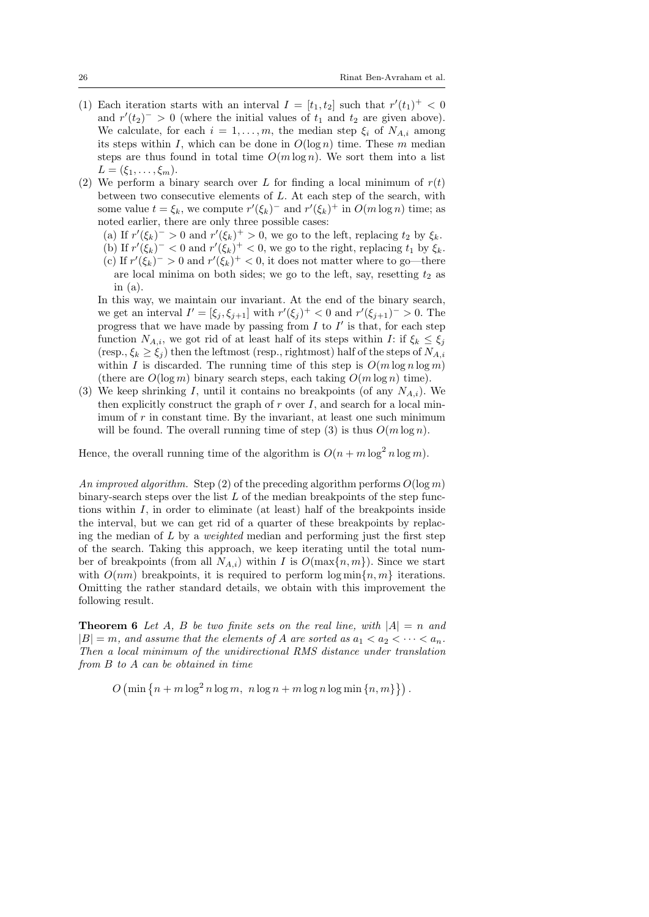(1) Each iteration starts with an interval $I = [t_1, t_2]$ such that $r'(t_1)^+ < 0$ and $r'(t_2)^- > 0$ (where the initial values of $t_1$ and $t_2$ are given above). We calculate, for each $i = 1, \ldots, m$, the median step $\xi_i$ of $N_{A,i}$ among its steps within $I$, which can be done in $O(\log n)$ time. These $m$ median steps are thus found in total time $O(m \log n)$. We sort them into a list $L = (\xi_1, \ldots, \xi_m)$.

(2) We perform a binary search over $L$ for finding a local minimum of $r(t)$ between two consecutive elements of $L$. At each step of the search, with some value $t = \xi_k$, we compute $r'(\xi_k)^-$ and $r'(\xi_k)^+$ in $O(m \log n)$ time; as noted earlier, there are only three possible cases:

   (a) If $r'(\xi_k)^- > 0$ and $r'(\xi_k)^+ > 0$, we go to the left, replacing $t_2$ by $\xi_k$.
   
   (b) If $r'(\xi_k)^- < 0$ and $r'(\xi_k)^+ < 0$, we go to the right, replacing $t_1$ by $\xi_k$.
   
   (c) If $r'(\xi_k)^- > 0$ and $r'(\xi_k)^+ < 0$, it does not matter where to go—there are local minima on both sides; we go to the left, say, resetting $t_2$ as in (a).

   In this way, we maintain our invariant. At the end of the binary search, we get an interval $I' = [\xi_j, \xi_{j+1}]$ with $r'(\xi_j)^+ < 0$ and $r'(\xi_{j+1})^- > 0$. The progress that we have made by passing from $I$ to $I'$ is that, for each step function $N_{A,i}$, we got rid of at least half of its steps within $I$: if $\xi_k \le \xi_j$ (resp., $\xi_k \ge \xi_j$) then the leftmost (resp., rightmost) half of the steps of $N_{A,i}$ within $I$ is discarded. The running time of this step is $O(m \log n \log m)$ (there are $O(\log m)$ binary search steps, each taking $O(m \log n)$ time).

(3) We keep shrinking $I$, until it contains no breakpoints (of any $N_{A,i}$). We then explicitly construct the graph of $r$ over $I$, and search for a local minimum of $r$ in constant time. By the invariant, at least one such minimum will be found. The overall running time of step (3) is thus $O(m \log n)$.

Hence, the overall running time of the algorithm is $O(n + m \log^2 n \log m)$.

*An improved algorithm.* Step (2) of the preceding algorithm performs $O(\log m)$ binary-search steps over the list $L$ of the median breakpoints of the step functions within $I$, in order to eliminate (at least) half of the breakpoints inside the interval, but we can get rid of a quarter of these breakpoints by replacing the median of $L$ by a *weighted* median and performing just the first step of the search. Taking this approach, we keep iterating until the total number of breakpoints (from all $N_{A,i}$) within $I$ is $O(\max\{n, m\})$. Since we start with $O(nm)$ breakpoints, it is required to perform $\log \min\{n, m\}$ iterations. Omitting the rather standard details, we obtain with this improvement the following result.

**Theorem 6** *Let $A$, $B$ be two finite sets on the real line, with $|A| = n$ and $|B| = m$, and assume that the elements of $A$ are sorted as $a_1 < a_2 < \cdots < a_n$. Then a local minimum of the unidirectional RMS distance under translation from $B$ to $A$ can be obtained in time*

$$O\left(\min\left\{n + m \log^2 n \log m,\ n \log n + m \log n \log \min\{n, m\}\right\}\right).$$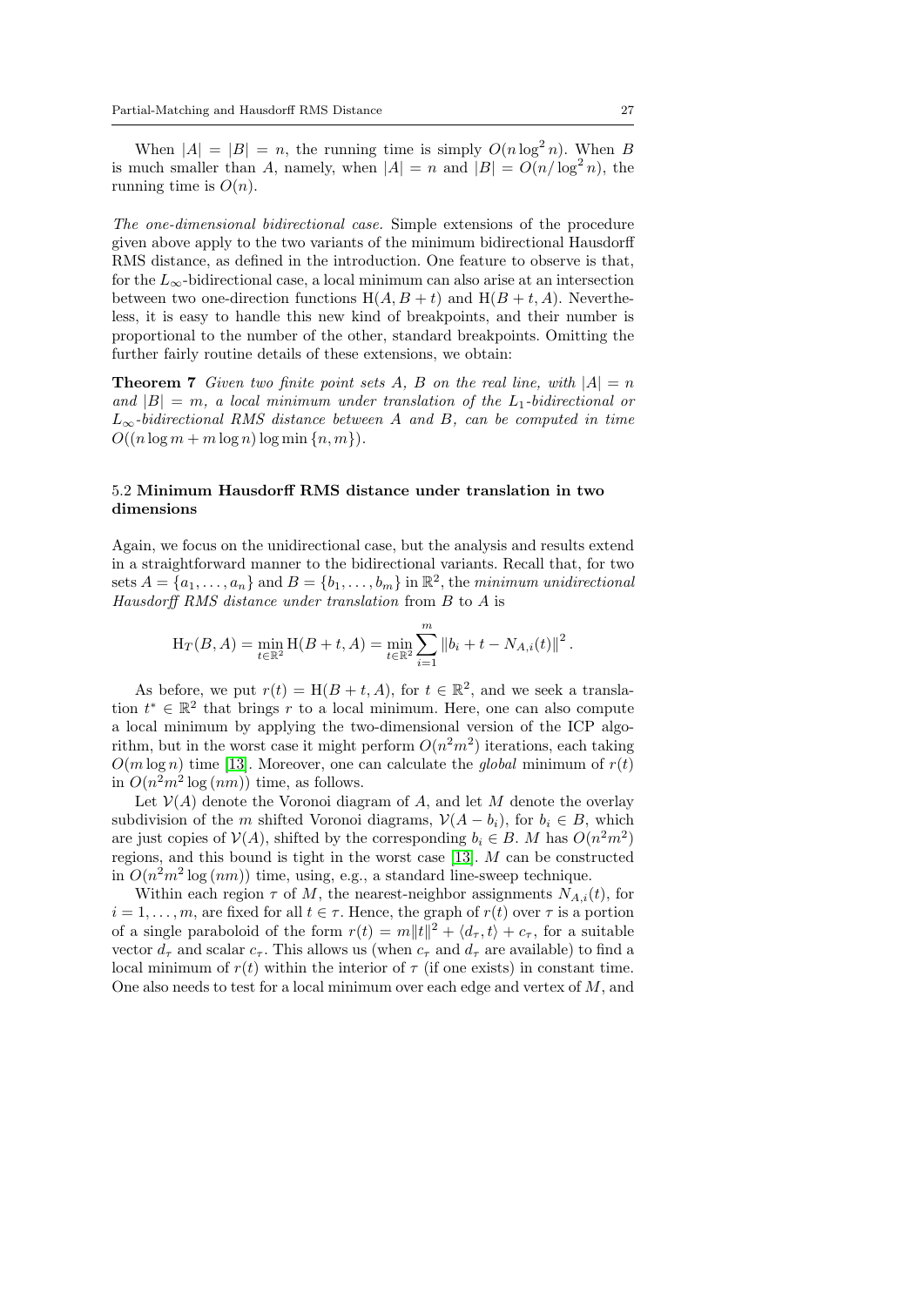When $|A| = |B| = n$, the running time is simply $O(n \log^2 n)$. When $B$ is much smaller than $A$, namely, when $|A| = n$ and $|B| = O(n/\log^2 n)$, the running time is $O(n)$.

*The one-dimensional bidirectional case.* Simple extensions of the procedure given above apply to the two variants of the minimum bidirectional Hausdorff RMS distance, as defined in the introduction. One feature to observe is that, for the $L_\infty$-bidirectional case, a local minimum can also arise at an intersection between two one-direction functions $\mathrm{H}(A, B+t)$ and $\mathrm{H}(B+t, A)$. Nevertheless, it is easy to handle this new kind of breakpoints, and their number is proportional to the number of the other, standard breakpoints. Omitting the further fairly routine details of these extensions, we obtain:

**Theorem 7** *Given two finite point sets $A$, $B$ on the real line, with $|A| = n$ and $|B| = m$, a local minimum under translation of the $L_1$-bidirectional or $L_\infty$-bidirectional RMS distance between $A$ and $B$, can be computed in time $O((n \log m + m \log n) \log \min\{n, m\})$.*

### 5.2 Minimum Hausdorff RMS distance under translation in two dimensions

Again, we focus on the unidirectional case, but the analysis and results extend in a straightforward manner to the bidirectional variants. Recall that, for two sets $A = \{a_1, \ldots, a_n\}$ and $B = \{b_1, \ldots, b_m\}$ in $\mathbb{R}^2$, the *minimum unidirectional Hausdorff RMS distance under translation* from $B$ to $A$ is

$$\mathrm{H}_T(B, A) = \min_{t \in \mathbb{R}^2} \mathrm{H}(B+t, A) = \min_{t \in \mathbb{R}^2} \sum_{i=1}^{m} \|b_i + t - N_{A,i}(t)\|^2 .$$

As before, we put $r(t) = \mathrm{H}(B+t, A)$, for $t \in \mathbb{R}^2$, and we seek a translation $t^* \in \mathbb{R}^2$ that brings $r$ to a local minimum. Here, one can also compute a local minimum by applying the two-dimensional version of the ICP algorithm, but in the worst case it might perform $O(n^2m^2)$ iterations, each taking $O(m \log n)$ time [13]. Moreover, one can calculate the *global* minimum of $r(t)$ in $O(n^2m^2 \log(nm))$ time, as follows.

Let $\mathcal{V}(A)$ denote the Voronoi diagram of $A$, and let $M$ denote the overlay subdivision of the $m$ shifted Voronoi diagrams, $\mathcal{V}(A - b_i)$, for $b_i \in B$, which are just copies of $\mathcal{V}(A)$, shifted by the corresponding $b_i \in B$. $M$ has $O(n^2m^2)$ regions, and this bound is tight in the worst case [13]. $M$ can be constructed in $O(n^2m^2 \log(nm))$ time, using, e.g., a standard line-sweep technique.

Within each region $\tau$ of $M$, the nearest-neighbor assignments $N_{A,i}(t)$, for $i = 1, \ldots, m$, are fixed for all $t \in \tau$. Hence, the graph of $r(t)$ over $\tau$ is a portion of a single paraboloid of the form $r(t) = m\|t\|^2 + \langle d_\tau, t \rangle + c_\tau$, for a suitable vector $d_\tau$ and scalar $c_\tau$. This allows us (when $c_\tau$ and $d_\tau$ are available) to find a local minimum of $r(t)$ within the interior of $\tau$ (if one exists) in constant time. One also needs to test for a local minimum over each edge and vertex of $M$, and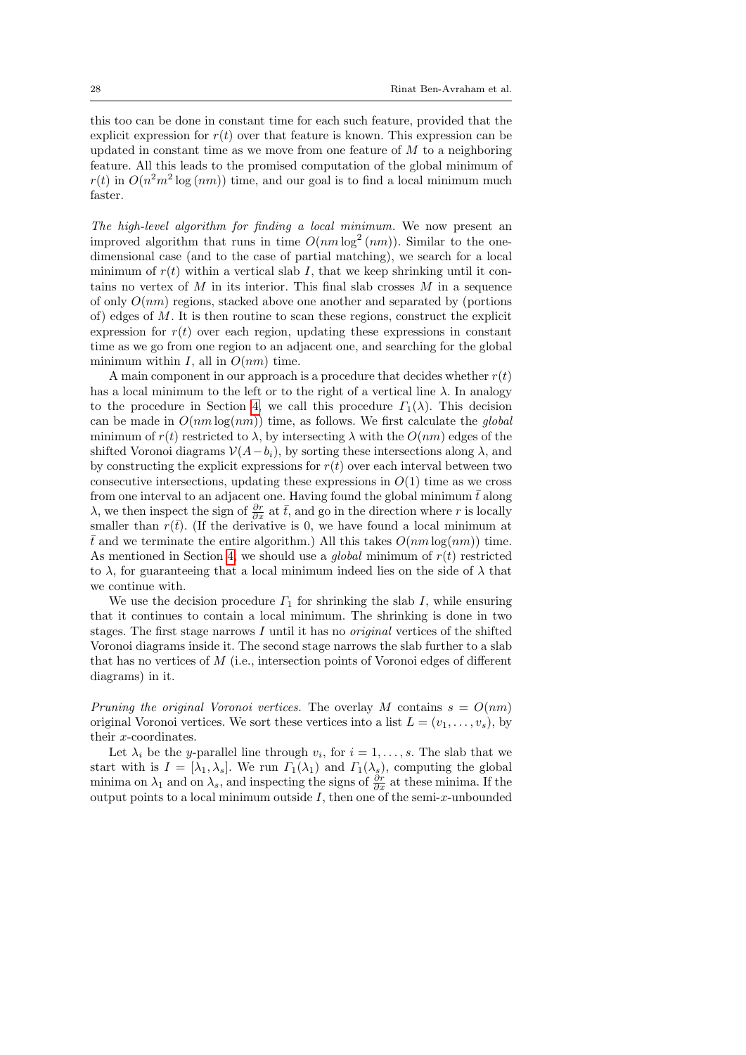this too can be done in constant time for each such feature, provided that the explicit expression for $r(t)$ over that feature is known. This expression can be updated in constant time as we move from one feature of $M$ to a neighboring feature. All this leads to the promised computation of the global minimum of $r(t)$ in $O(n^2m^2 \log(nm))$ time, and our goal is to find a local minimum much faster.

*The high-level algorithm for finding a local minimum.* We now present an improved algorithm that runs in time $O(nm \log^2(nm))$. Similar to the one-dimensional case (and to the case of partial matching), we search for a local minimum of $r(t)$ within a vertical slab $I$, that we keep shrinking until it contains no vertex of $M$ in its interior. This final slab crosses $M$ in a sequence of only $O(nm)$ regions, stacked above one another and separated by (portions of) edges of $M$. It is then routine to scan these regions, construct the explicit expression for $r(t)$ over each region, updating these expressions in constant time as we go from one region to an adjacent one, and searching for the global minimum within $I$, all in $O(nm)$ time.

A main component in our approach is a procedure that decides whether $r(t)$ has a local minimum to the left or to the right of a vertical line $\lambda$. In analogy to the procedure in Section 4, we call this procedure $\Gamma_1(\lambda)$. This decision can be made in $O(nm \log(nm))$ time, as follows. We first calculate the *global* minimum of $r(t)$ restricted to $\lambda$, by intersecting $\lambda$ with the $O(nm)$ edges of the shifted Voronoi diagrams $\mathcal{V}(A-b_i)$, by sorting these intersections along $\lambda$, and by constructing the explicit expressions for $r(t)$ over each interval between two consecutive intersections, updating these expressions in $O(1)$ time as we cross from one interval to an adjacent one. Having found the global minimum $\bar{t}$ along $\lambda$, we then inspect the sign of $\frac{\partial r}{\partial x}$ at $\bar{t}$, and go in the direction where $r$ is locally smaller than $r(\bar{t})$. (If the derivative is 0, we have found a local minimum at $\bar{t}$ and we terminate the entire algorithm.) All this takes $O(nm \log(nm))$ time. As mentioned in Section 4, we should use a *global* minimum of $r(t)$ restricted to $\lambda$, for guaranteeing that a local minimum indeed lies on the side of $\lambda$ that we continue with.

We use the decision procedure $\Gamma_1$ for shrinking the slab $I$, while ensuring that it continues to contain a local minimum. The shrinking is done in two stages. The first stage narrows $I$ until it has no *original* vertices of the shifted Voronoi diagrams inside it. The second stage narrows the slab further to a slab that has no vertices of $M$ (i.e., intersection points of Voronoi edges of different diagrams) in it.

*Pruning the original Voronoi vertices.* The overlay $M$ contains $s = O(nm)$ original Voronoi vertices. We sort these vertices into a list $L = (v_1, \ldots, v_s)$, by their $x$-coordinates.

Let $\lambda_i$ be the $y$-parallel line through $v_i$, for $i = 1, \ldots, s$. The slab that we start with is $I = [\lambda_1, \lambda_s]$. We run $\Gamma_1(\lambda_1)$ and $\Gamma_1(\lambda_s)$, computing the global minima on $\lambda_1$ and on $\lambda_s$, and inspecting the signs of $\frac{\partial r}{\partial x}$ at these minima. If the output points to a local minimum outside $I$, then one of the semi-$x$-unbounded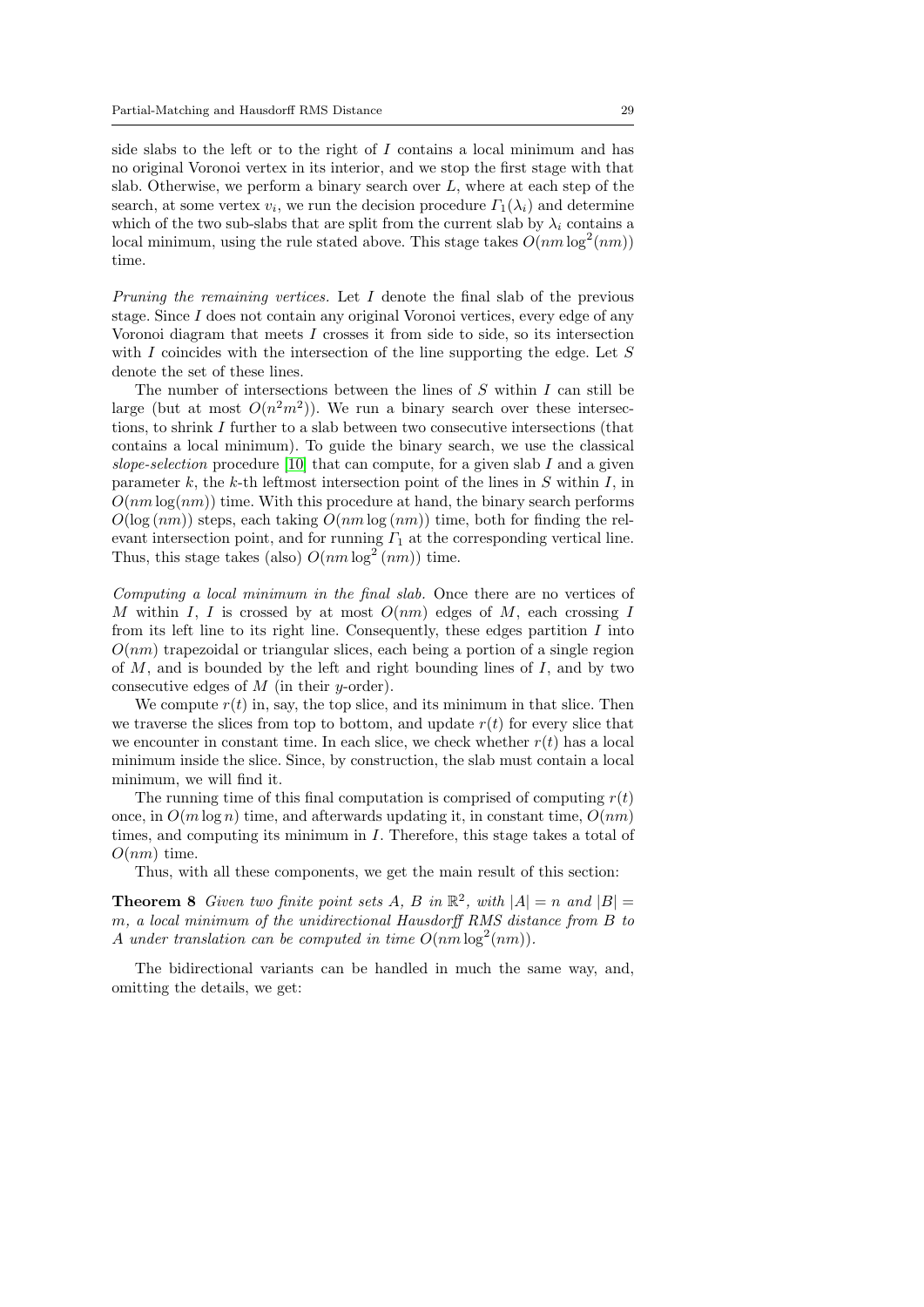side slabs to the left or to the right of $I$ contains a local minimum and has no original Voronoi vertex in its interior, and we stop the first stage with that slab. Otherwise, we perform a binary search over $L$, where at each step of the search, at some vertex $v_i$, we run the decision procedure $\Gamma_1(\lambda_i)$ and determine which of the two sub-slabs that are split from the current slab by $\lambda_i$ contains a local minimum, using the rule stated above. This stage takes $O(nm \log^2(nm))$ time.

*Pruning the remaining vertices.* Let $I$ denote the final slab of the previous stage. Since $I$ does not contain any original Voronoi vertices, every edge of any Voronoi diagram that meets $I$ crosses it from side to side, so its intersection with $I$ coincides with the intersection of the line supporting the edge. Let $S$ denote the set of these lines.

The number of intersections between the lines of $S$ within $I$ can still be large (but at most $O(n^2m^2)$). We run a binary search over these intersections, to shrink $I$ further to a slab between two consecutive intersections (that contains a local minimum). To guide the binary search, we use the classical *slope-selection* procedure [10] that can compute, for a given slab $I$ and a given parameter $k$, the $k$-th leftmost intersection point of the lines in $S$ within $I$, in $O(nm \log(nm))$ time. With this procedure at hand, the binary search performs $O(\log(nm))$ steps, each taking $O(nm \log(nm))$ time, both for finding the relevant intersection point, and for running $\Gamma_1$ at the corresponding vertical line. Thus, this stage takes (also) $O(nm \log^2(nm))$ time.

*Computing a local minimum in the final slab.* Once there are no vertices of $M$ within $I$, $I$ is crossed by at most $O(nm)$ edges of $M$, each crossing $I$ from its left line to its right line. Consequently, these edges partition $I$ into $O(nm)$ trapezoidal or triangular slices, each being a portion of a single region of $M$, and is bounded by the left and right bounding lines of $I$, and by two consecutive edges of $M$ (in their $y$-order).

We compute $r(t)$ in, say, the top slice, and its minimum in that slice. Then we traverse the slices from top to bottom, and update $r(t)$ for every slice that we encounter in constant time. In each slice, we check whether $r(t)$ has a local minimum inside the slice. Since, by construction, the slab must contain a local minimum, we will find it.

The running time of this final computation is comprised of computing $r(t)$ once, in $O(m \log n)$ time, and afterwards updating it, in constant time, $O(nm)$ times, and computing its minimum in $I$. Therefore, this stage takes a total of $O(nm)$ time.

Thus, with all these components, we get the main result of this section:

**Theorem 8** *Given two finite point sets $A$, $B$ in $\mathbb{R}^2$, with $|A| = n$ and $|B| = m$, a local minimum of the unidirectional Hausdorff RMS distance from $B$ to $A$ under translation can be computed in time $O(nm \log^2(nm))$.*

The bidirectional variants can be handled in much the same way, and, omitting the details, we get: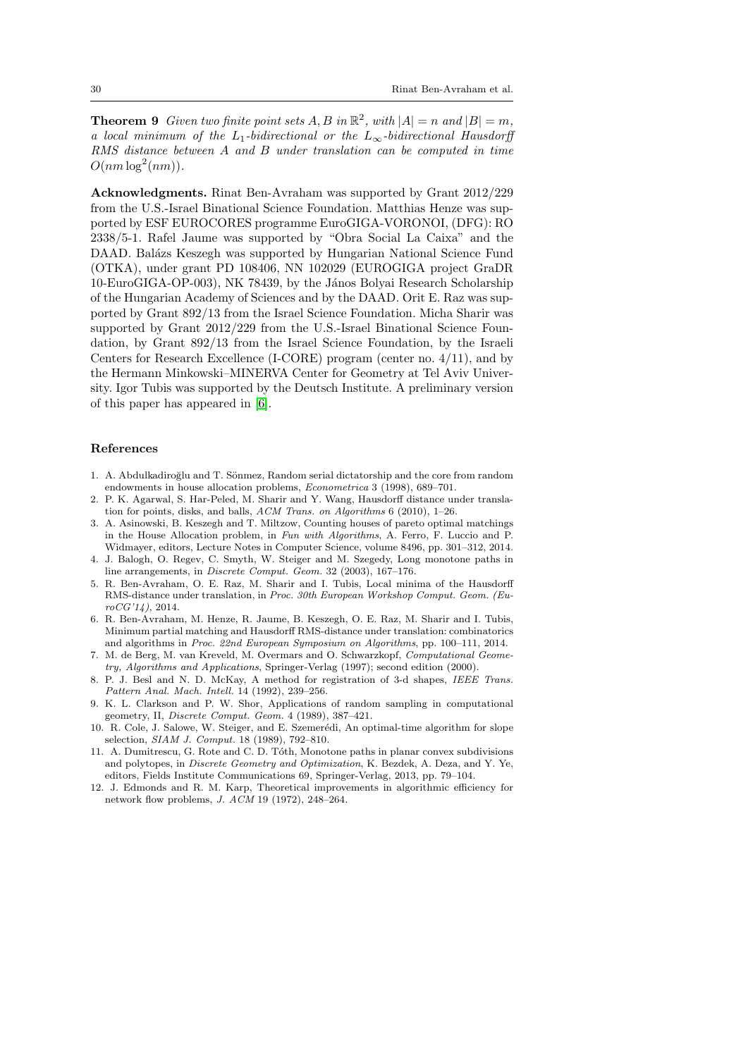**Theorem 9** *Given two finite point sets $A, B$ in $\mathbb{R}^2$, with $|A| = n$ and $|B| = m$, a local minimum of the $L_1$-bidirectional or the $L_\infty$-bidirectional Hausdorff RMS distance between $A$ and $B$ under translation can be computed in time $O(nm \log^2(nm))$.*

**Acknowledgments.** Rinat Ben-Avraham was supported by Grant 2012/229 from the U.S.-Israel Binational Science Foundation. Matthias Henze was supported by ESF EUROCORES programme EuroGIGA-VORONOI, (DFG): RO 2338/5-1. Rafel Jaume was supported by "Obra Social La Caixa" and the DAAD. Balázs Keszegh was supported by Hungarian National Science Fund (OTKA), under grant PD 108406, NN 102029 (EUROGIGA project GraDR 10-EuroGIGA-OP-003), NK 78439, by the János Bolyai Research Scholarship of the Hungarian Academy of Sciences and by the DAAD. Orit E. Raz was supported by Grant 892/13 from the Israel Science Foundation. Micha Sharir was supported by Grant 2012/229 from the U.S.-Israel Binational Science Foundation, by Grant 892/13 from the Israel Science Foundation, by the Israeli Centers for Research Excellence (I-CORE) program (center no. 4/11), and by the Hermann Minkowski–MINERVA Center for Geometry at Tel Aviv University. Igor Tubis was supported by the Deutsch Institute. A preliminary version of this paper has appeared in [6].

## References

1. A. Abdulkadiroğlu and T. Sönmez, Random serial dictatorship and the core from random endowments in house allocation problems, *Econometrica* 3 (1998), 689–701.
2. P. K. Agarwal, S. Har-Peled, M. Sharir and Y. Wang, Hausdorff distance under translation for points, disks, and balls, *ACM Trans. on Algorithms* 6 (2010), 1–26.
3. A. Asinowski, B. Keszegh and T. Miltzow, Counting houses of pareto optimal matchings in the House Allocation problem, in *Fun with Algorithms*, A. Ferro, F. Luccio and P. Widmayer, editors, Lecture Notes in Computer Science, volume 8496, pp. 301–312, 2014.
4. J. Balogh, O. Regev, C. Smyth, W. Steiger and M. Szegedy, Long monotone paths in line arrangements, in *Discrete Comput. Geom.* 32 (2003), 167–176.
5. R. Ben-Avraham, O. E. Raz, M. Sharir and I. Tubis, Local minima of the Hausdorff RMS-distance under translation, in *Proc. 30th European Workshop Comput. Geom. (EuroCG'14)*, 2014.
6. R. Ben-Avraham, M. Henze, R. Jaume, B. Keszegh, O. E. Raz, M. Sharir and I. Tubis, Minimum partial matching and Hausdorff RMS-distance under translation: combinatorics and algorithms in *Proc. 22nd European Symposium on Algorithms*, pp. 100–111, 2014.
7. M. de Berg, M. van Kreveld, M. Overmars and O. Schwarzkopf, *Computational Geometry, Algorithms and Applications*, Springer-Verlag (1997); second edition (2000).
8. P. J. Besl and N. D. McKay, A method for registration of 3-d shapes, *IEEE Trans. Pattern Anal. Mach. Intell.* 14 (1992), 239–256.
9. K. L. Clarkson and P. W. Shor, Applications of random sampling in computational geometry, II, *Discrete Comput. Geom.* 4 (1989), 387–421.
10. R. Cole, J. Salowe, W. Steiger, and E. Szemerédi, An optimal-time algorithm for slope selection, *SIAM J. Comput.* 18 (1989), 792–810.
11. A. Dumitrescu, G. Rote and C. D. Tóth, Monotone paths in planar convex subdivisions and polytopes, in *Discrete Geometry and Optimization*, K. Bezdek, A. Deza, and Y. Ye, editors, Fields Institute Communications 69, Springer-Verlag, 2013, pp. 79–104.
12. J. Edmonds and R. M. Karp, Theoretical improvements in algorithmic efficiency for network flow problems, *J. ACM* 19 (1972), 248–264.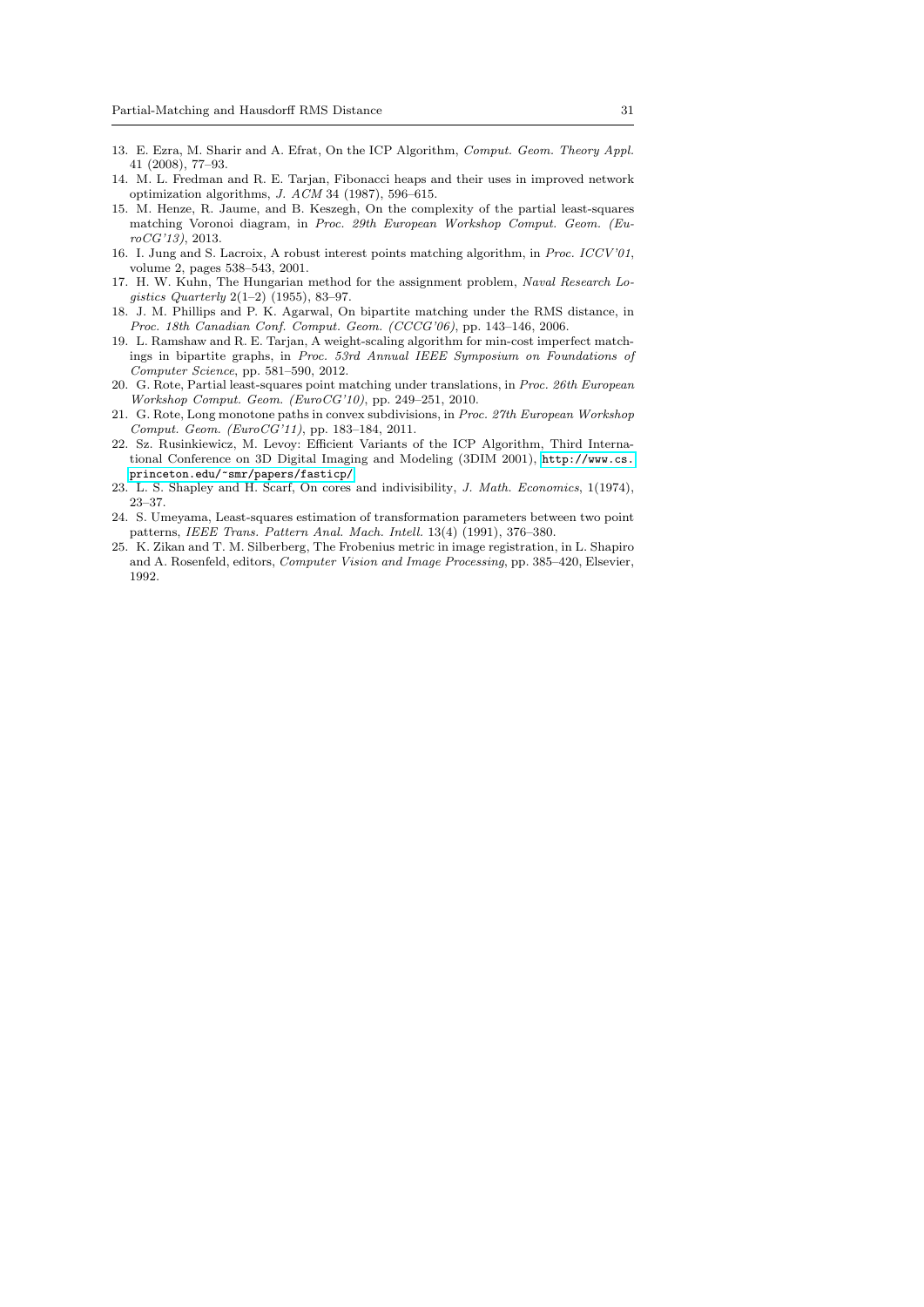13. E. Ezra, M. Sharir and A. Efrat, On the ICP Algorithm, *Comput. Geom. Theory Appl.* 41 (2008), 77–93.
14. M. L. Fredman and R. E. Tarjan, Fibonacci heaps and their uses in improved network optimization algorithms, *J. ACM* 34 (1987), 596–615.
15. M. Henze, R. Jaume, and B. Keszegh, On the complexity of the partial least-squares matching Voronoi diagram, in *Proc. 29th European Workshop Comput. Geom. (EuroCG'13)*, 2013.
16. I. Jung and S. Lacroix, A robust interest points matching algorithm, in *Proc. ICCV'01*, volume 2, pages 538–543, 2001.
17. H. W. Kuhn, The Hungarian method for the assignment problem, *Naval Research Logistics Quarterly* 2(1–2) (1955), 83–97.
18. J. M. Phillips and P. K. Agarwal, On bipartite matching under the RMS distance, in *Proc. 18th Canadian Conf. Comput. Geom. (CCCG'06)*, pp. 143–146, 2006.
19. L. Ramshaw and R. E. Tarjan, A weight-scaling algorithm for min-cost imperfect matchings in bipartite graphs, in *Proc. 53rd Annual IEEE Symposium on Foundations of Computer Science*, pp. 581–590, 2012.
20. G. Rote, Partial least-squares point matching under translations, in *Proc. 26th European Workshop Comput. Geom. (EuroCG'10)*, pp. 249–251, 2010.
21. G. Rote, Long monotone paths in convex subdivisions, in *Proc. 27th European Workshop Comput. Geom. (EuroCG'11)*, pp. 183–184, 2011.
22. Sz. Rusinkiewicz, M. Levoy: Efficient Variants of the ICP Algorithm, Third International Conference on 3D Digital Imaging and Modeling (3DIM 2001), http://www.cs.princeton.edu/~smr/papers/fasticp/
23. L. S. Shapley and H. Scarf, On cores and indivisibility, *J. Math. Economics*, 1(1974), 23–37.
24. S. Umeyama, Least-squares estimation of transformation parameters between two point patterns, *IEEE Trans. Pattern Anal. Mach. Intell.* 13(4) (1991), 376–380.
25. K. Zikan and T. M. Silberberg, The Frobenius metric in image registration, in L. Shapiro and A. Rosenfeld, editors, *Computer Vision and Image Processing*, pp. 385–420, Elsevier, 1992.